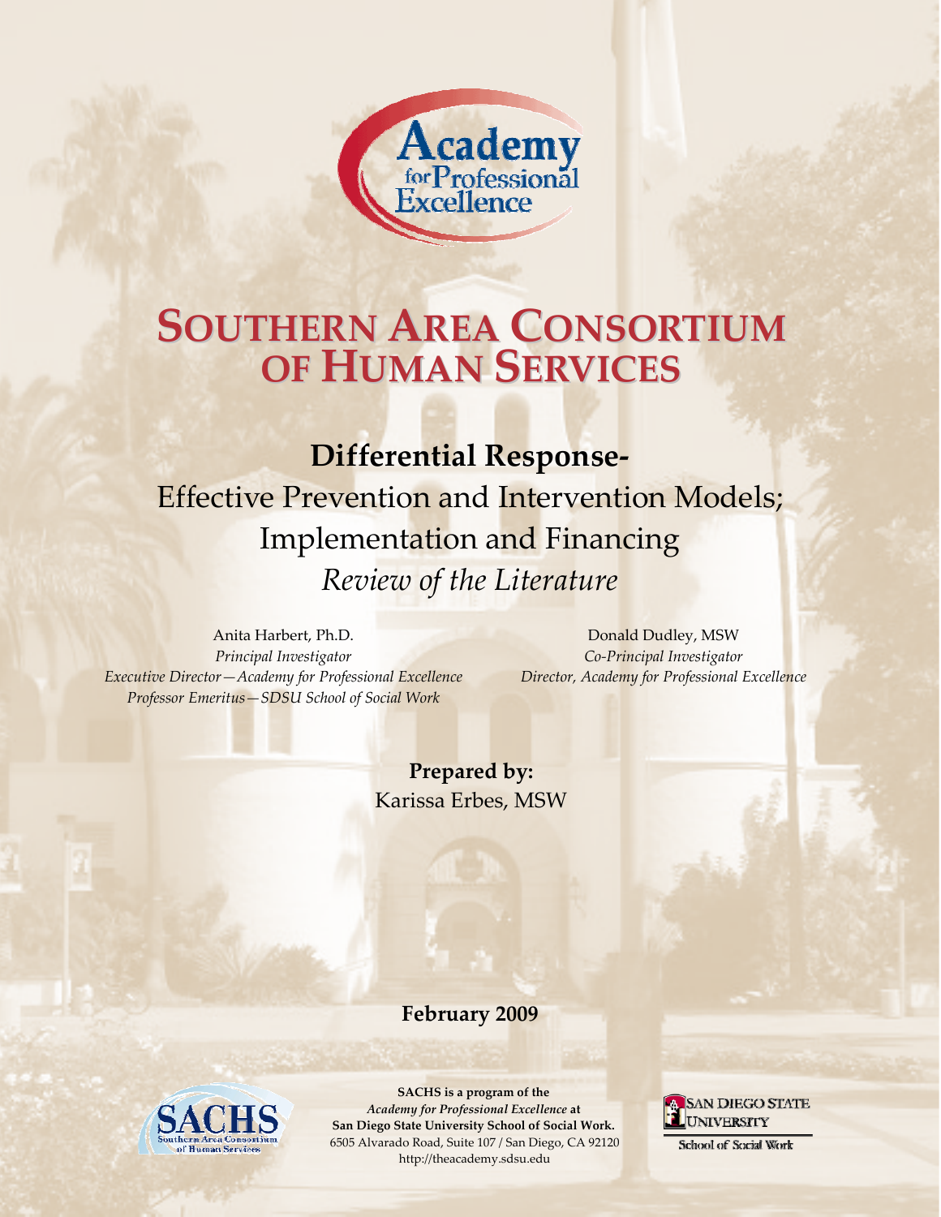Academy for Professional Excellence

# SOUTHERN AREA CONSORTIUM OF HUMAN SERVICES

## Differential Response-

## Effective Prevention and Intervention Models; Implementation and Financing

## *Review of the Literature*

Anita Harbert, Ph.D.
*Principal Investigator*
*Executive Director—Academy for Professional Excellence*
*Professor Emeritus—SDSU School of Social Work*

Donald Dudley, MSW
*Co-Principal Investigator*
*Director, Academy for Professional Excellence*

**Prepared by:**
Karissa Erbes, MSW

**February 2009**

**SACHS is a program of the**
***Academy for Professional Excellence* at**
**San Diego State University School of Social Work.**
6505 Alvarado Road, Suite 107 / San Diego, CA 92120
http://theacademy.sdsu.edu

SACHS — Southern Area Consortium of Human Services

San Diego State University — School of Social Work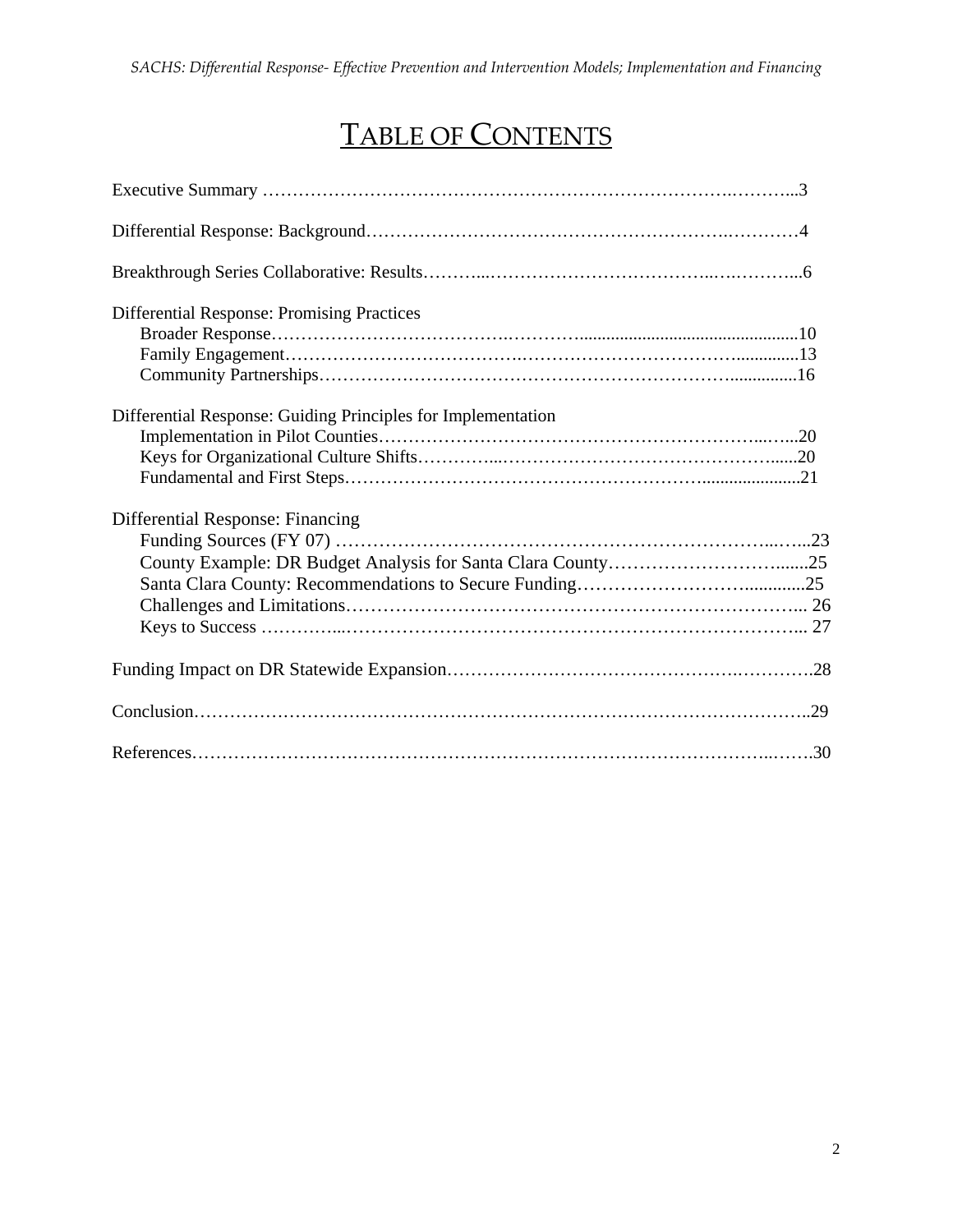# TABLE OF CONTENTS

Executive Summary ……………………………………………………………………….………..3

Differential Response: Background…………………………………………………….…………4

Breakthrough Series Collaborative: Results………..………………………………..….………..6

Differential Response: Promising Practices

- Broader Response……………………………….……….................................................10
- Family Engagement……………………………….……………………………..............13
- Community Partnerships…………………………………………………………...............16

Differential Response: Guiding Principles for Implementation

- Implementation in Pilot Counties……………………………………………………..…...20
- Keys for Organizational Culture Shifts…………...…………………………………….......20
- Fundamental and First Steps…………………………………………………....................21

Differential Response: Financing

- Funding Sources (FY 07) ……………………………………………………………..…...23
- County Example: DR Budget Analysis for Santa Clara County…………………………......25
- Santa Clara County: Recommendations to Secure Funding……………………….............25
- Challenges and Limitations……………………………………………………………... 26
- Keys to Success …………...…………………………………………………………….... 27

Funding Impact on DR Statewide Expansion…………….……………………….….……….28

Conclusion…………………………………………….………………………………………..29

References……………………………………………………………………………..…….30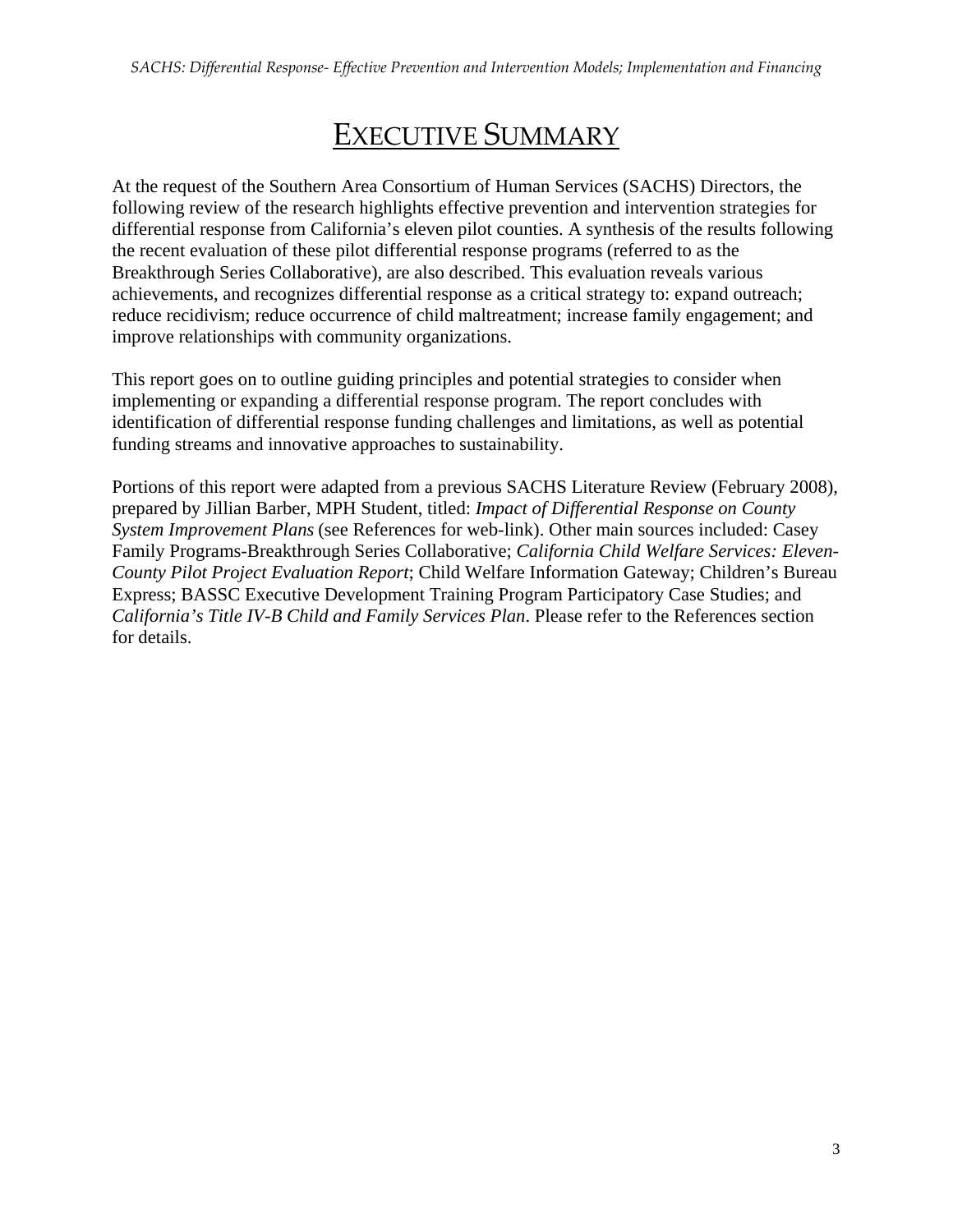# EXECUTIVE SUMMARY

At the request of the Southern Area Consortium of Human Services (SACHS) Directors, the following review of the research highlights effective prevention and intervention strategies for differential response from California's eleven pilot counties. A synthesis of the results following the recent evaluation of these pilot differential response programs (referred to as the Breakthrough Series Collaborative), are also described. This evaluation reveals various achievements, and recognizes differential response as a critical strategy to: expand outreach; reduce recidivism; reduce occurrence of child maltreatment; increase family engagement; and improve relationships with community organizations.

This report goes on to outline guiding principles and potential strategies to consider when implementing or expanding a differential response program. The report concludes with identification of differential response funding challenges and limitations, as well as potential funding streams and innovative approaches to sustainability.

Portions of this report were adapted from a previous SACHS Literature Review (February 2008), prepared by Jillian Barber, MPH Student, titled: *Impact of Differential Response on County System Improvement Plans* (see References for web-link). Other main sources included: Casey Family Programs-Breakthrough Series Collaborative; *California Child Welfare Services: Eleven-County Pilot Project Evaluation Report*; Child Welfare Information Gateway; Children's Bureau Express; BASSC Executive Development Training Program Participatory Case Studies; and *California's Title IV-B Child and Family Services Plan*. Please refer to the References section for details.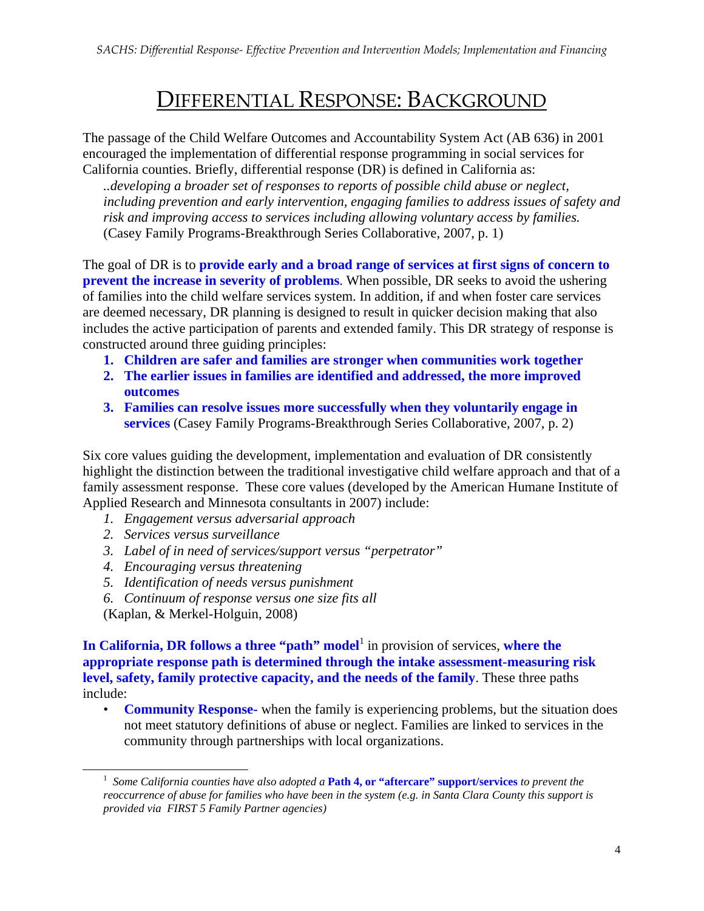# DIFFERENTIAL RESPONSE: BACKGROUND

The passage of the Child Welfare Outcomes and Accountability System Act (AB 636) in 2001 encouraged the implementation of differential response programming in social services for California counties. Briefly, differential response (DR) is defined in California as:

> *..developing a broader set of responses to reports of possible child abuse or neglect, including prevention and early intervention, engaging families to address issues of safety and risk and improving access to services including allowing voluntary access by families.* (Casey Family Programs-Breakthrough Series Collaborative, 2007, p. 1)

The goal of DR is to **provide early and a broad range of services at first signs of concern to prevent the increase in severity of problems**. When possible, DR seeks to avoid the ushering of families into the child welfare services system. In addition, if and when foster care services are deemed necessary, DR planning is designed to result in quicker decision making that also includes the active participation of parents and extended family. This DR strategy of response is constructed around three guiding principles:

1. **Children are safer and families are stronger when communities work together**
2. **The earlier issues in families are identified and addressed, the more improved outcomes**
3. **Families can resolve issues more successfully when they voluntarily engage in services** (Casey Family Programs-Breakthrough Series Collaborative, 2007, p. 2)

Six core values guiding the development, implementation and evaluation of DR consistently highlight the distinction between the traditional investigative child welfare approach and that of a family assessment response. These core values (developed by the American Humane Institute of Applied Research and Minnesota consultants in 2007) include:

1. *Engagement versus adversarial approach*
2. *Services versus surveillance*
3. *Label of in need of services/support versus "perpetrator"*
4. *Encouraging versus threatening*
5. *Identification of needs versus punishment*
6. *Continuum of response versus one size fits all*

(Kaplan, & Merkel-Holguin, 2008)

**In California, DR follows a three "path" model**[1] in provision of services, **where the appropriate response path is determined through the intake assessment-measuring risk level, safety, family protective capacity, and the needs of the family**. These three paths include:

- **Community Response-** when the family is experiencing problems, but the situation does not meet statutory definitions of abuse or neglect. Families are linked to services in the community through partnerships with local organizations.

---

[1] *Some California counties have also adopted a* **Path 4, or "aftercare" support/services** *to prevent the reoccurrence of abuse for families who have been in the system (e.g. in Santa Clara County this support is provided via FIRST 5 Family Partner agencies)*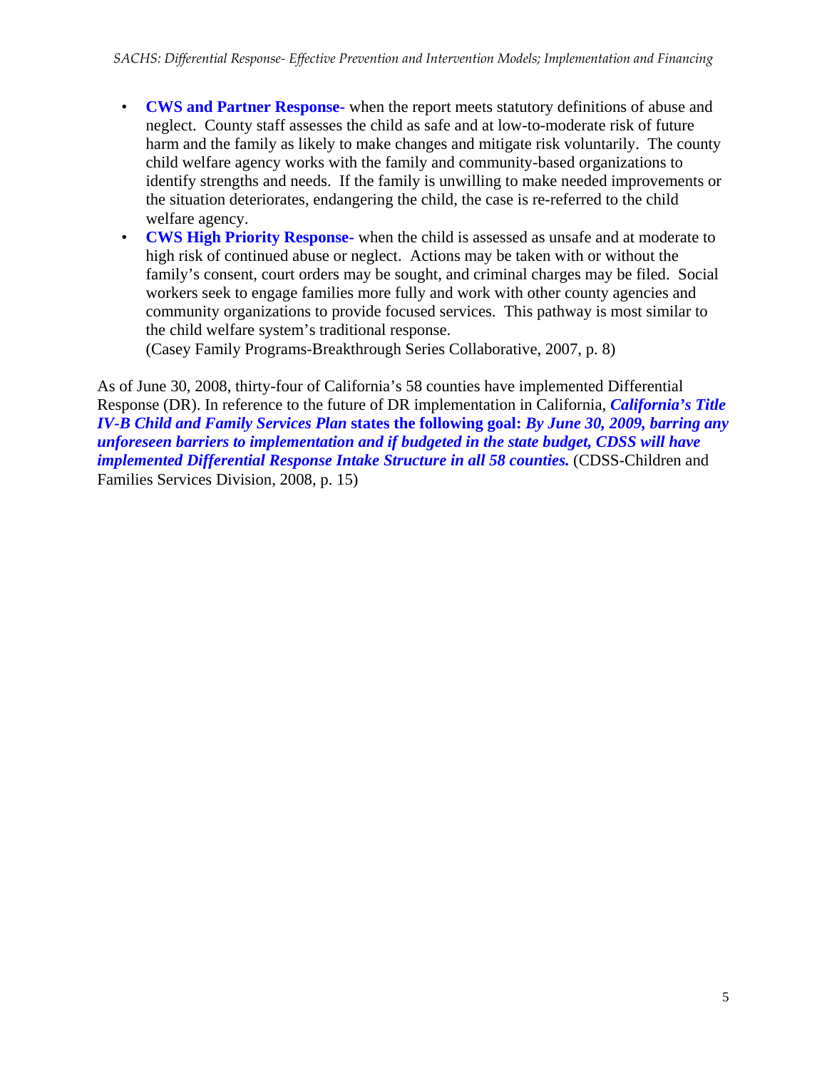- **CWS and Partner Response-** when the report meets statutory definitions of abuse and neglect. County staff assesses the child as safe and at low-to-moderate risk of future harm and the family as likely to make changes and mitigate risk voluntarily. The county child welfare agency works with the family and community-based organizations to identify strengths and needs. If the family is unwilling to make needed improvements or the situation deteriorates, endangering the child, the case is re-referred to the child welfare agency.
- **CWS High Priority Response-** when the child is assessed as unsafe and at moderate to high risk of continued abuse or neglect. Actions may be taken with or without the family's consent, court orders may be sought, and criminal charges may be filed. Social workers seek to engage families more fully and work with other county agencies and community organizations to provide focused services. This pathway is most similar to the child welfare system's traditional response.

  (Casey Family Programs-Breakthrough Series Collaborative, 2007, p. 8)

As of June 30, 2008, thirty-four of California's 58 counties have implemented Differential Response (DR). In reference to the future of DR implementation in California, ***California's Title IV-B Child and Family Services Plan* states the following goal: *By June 30, 2009, barring any unforeseen barriers to implementation and if budgeted in the state budget, CDSS will have implemented Differential Response Intake Structure in all 58 counties.*** (CDSS-Children and Families Services Division, 2008, p. 15)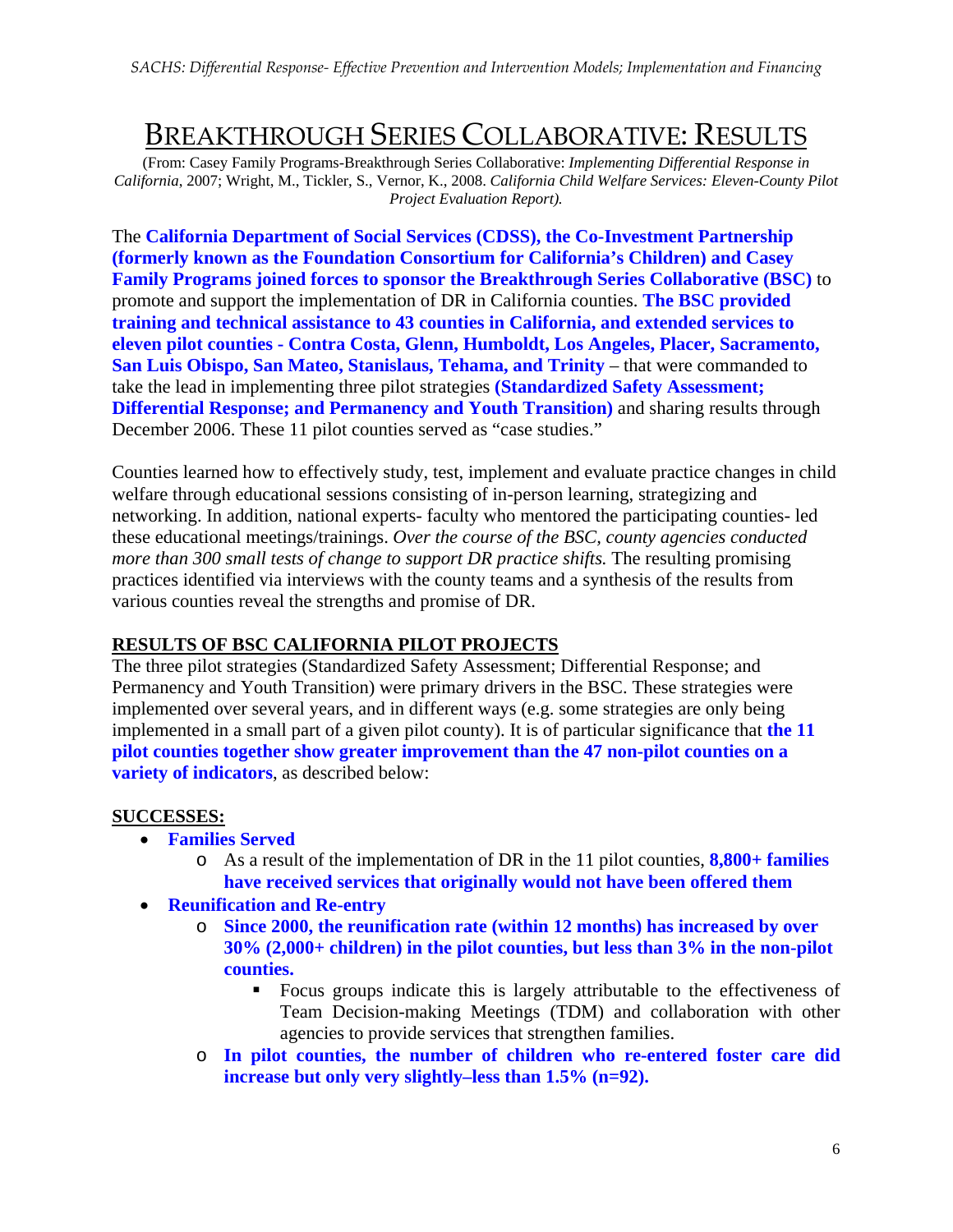# BREAKTHROUGH SERIES COLLABORATIVE: RESULTS

(From: Casey Family Programs-Breakthrough Series Collaborative: *Implementing Differential Response in California*, 2007; Wright, M., Tickler, S., Vernor, K., 2008. *California Child Welfare Services: Eleven-County Pilot Project Evaluation Report).*

The **California Department of Social Services (CDSS), the Co-Investment Partnership (formerly known as the Foundation Consortium for California's Children) and Casey Family Programs joined forces to sponsor the Breakthrough Series Collaborative (BSC)** to promote and support the implementation of DR in California counties. **The BSC provided training and technical assistance to 43 counties in California, and extended services to eleven pilot counties - Contra Costa, Glenn, Humboldt, Los Angeles, Placer, Sacramento, San Luis Obispo, San Mateo, Stanislaus, Tehama, and Trinity** – that were commanded to take the lead in implementing three pilot strategies **(Standardized Safety Assessment; Differential Response; and Permanency and Youth Transition)** and sharing results through December 2006. These 11 pilot counties served as "case studies."

Counties learned how to effectively study, test, implement and evaluate practice changes in child welfare through educational sessions consisting of in-person learning, strategizing and networking. In addition, national experts- faculty who mentored the participating counties- led these educational meetings/trainings. *Over the course of the BSC, county agencies conducted more than 300 small tests of change to support DR practice shifts.* The resulting promising practices identified via interviews with the county teams and a synthesis of the results from various counties reveal the strengths and promise of DR.

**RESULTS OF BSC CALIFORNIA PILOT PROJECTS**

The three pilot strategies (Standardized Safety Assessment; Differential Response; and Permanency and Youth Transition) were primary drivers in the BSC. These strategies were implemented over several years, and in different ways (e.g. some strategies are only being implemented in a small part of a given pilot county). It is of particular significance that **the 11 pilot counties together show greater improvement than the 47 non-pilot counties on a variety of indicators**, as described below:

**SUCCESSES:**

- **Families Served**
  - As a result of the implementation of DR in the 11 pilot counties, **8,800+ families have received services that originally would not have been offered them**
- **Reunification and Re-entry**
  - **Since 2000, the reunification rate (within 12 months) has increased by over 30% (2,000+ children) in the pilot counties, but less than 3% in the non-pilot counties.**
    - Focus groups indicate this is largely attributable to the effectiveness of Team Decision-making Meetings (TDM) and collaboration with other agencies to provide services that strengthen families.
  - **In pilot counties, the number of children who re-entered foster care did increase but only very slightly–less than 1.5% (n=92).**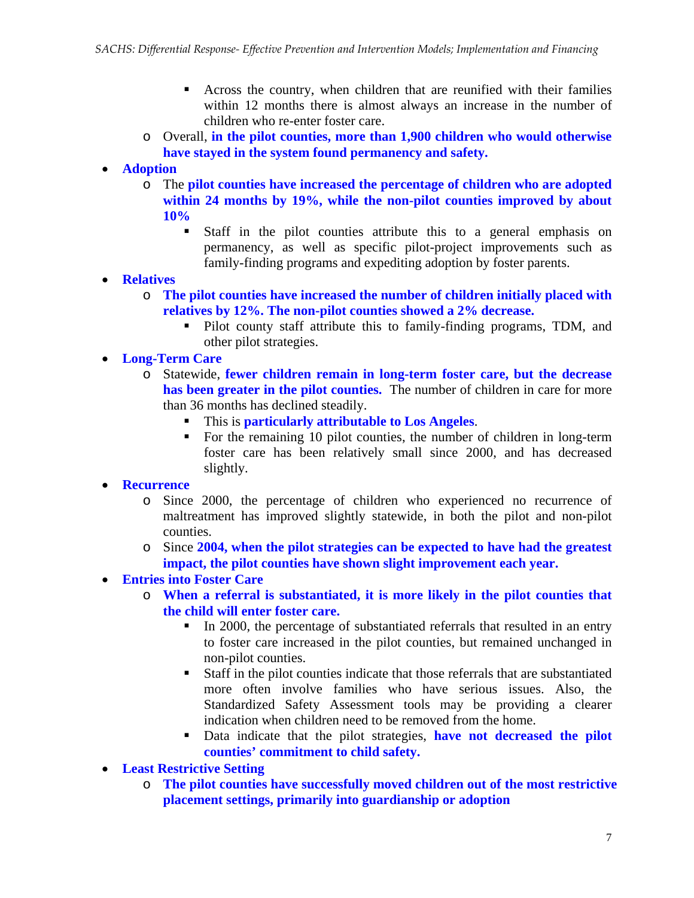- Across the country, when children that are reunified with their families within 12 months there is almost always an increase in the number of children who re-enter foster care.
    - Overall, **in the pilot counties, more than 1,900 children who would otherwise have stayed in the system found permanency and safety.**
- **Adoption**
    - The **pilot counties have increased the percentage of children who are adopted within 24 months by 19%, while the non-pilot counties improved by about 10%**
        - Staff in the pilot counties attribute this to a general emphasis on permanency, as well as specific pilot-project improvements such as family-finding programs and expediting adoption by foster parents.
- **Relatives**
    - **The pilot counties have increased the number of children initially placed with relatives by 12%. The non-pilot counties showed a 2% decrease.**
        - Pilot county staff attribute this to family-finding programs, TDM, and other pilot strategies.
- **Long-Term Care**
    - Statewide, **fewer children remain in long-term foster care, but the decrease has been greater in the pilot counties.** The number of children in care for more than 36 months has declined steadily.
        - This is **particularly attributable to Los Angeles**.
        - For the remaining 10 pilot counties, the number of children in long-term foster care has been relatively small since 2000, and has decreased slightly.
- **Recurrence**
    - Since 2000, the percentage of children who experienced no recurrence of maltreatment has improved slightly statewide, in both the pilot and non-pilot counties.
    - Since **2004, when the pilot strategies can be expected to have had the greatest impact, the pilot counties have shown slight improvement each year.**
- **Entries into Foster Care**
    - **When a referral is substantiated, it is more likely in the pilot counties that the child will enter foster care.**
        - In 2000, the percentage of substantiated referrals that resulted in an entry to foster care increased in the pilot counties, but remained unchanged in non-pilot counties.
        - Staff in the pilot counties indicate that those referrals that are substantiated more often involve families who have serious issues. Also, the Standardized Safety Assessment tools may be providing a clearer indication when children need to be removed from the home.
        - Data indicate that the pilot strategies, **have not decreased the pilot counties' commitment to child safety.**
- **Least Restrictive Setting**
    - **The pilot counties have successfully moved children out of the most restrictive placement settings, primarily into guardianship or adoption**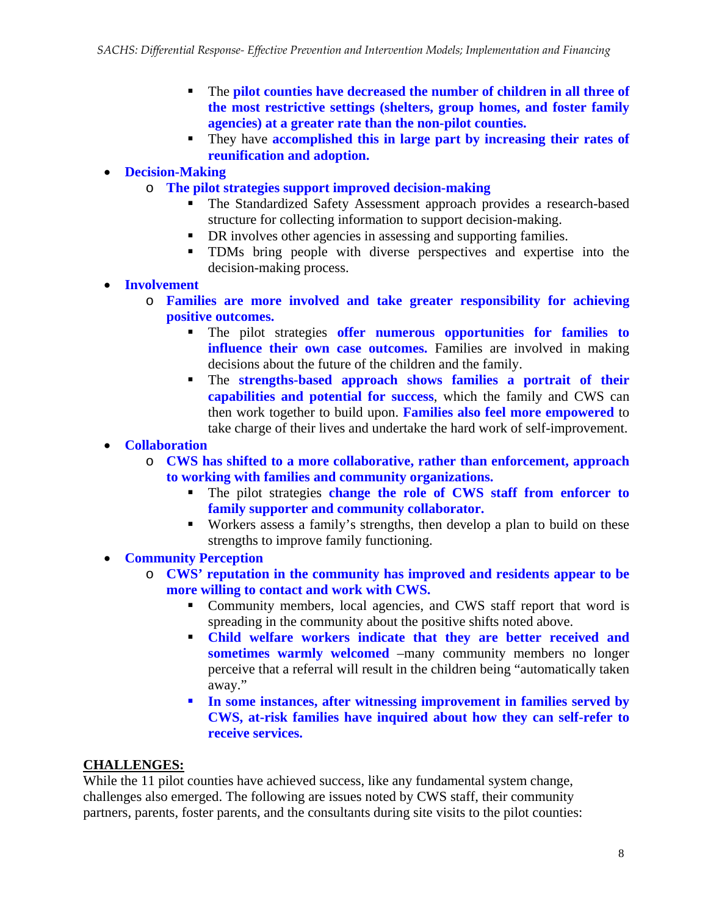- The **pilot counties have decreased the number of children in all three of the most restrictive settings (shelters, group homes, and foster family agencies) at a greater rate than the non-pilot counties.**
        - They have **accomplished this in large part by increasing their rates of reunification and adoption.**

- **Decision-Making**
    - **The pilot strategies support improved decision-making**
        - The Standardized Safety Assessment approach provides a research-based structure for collecting information to support decision-making.
        - DR involves other agencies in assessing and supporting families.
        - TDMs bring people with diverse perspectives and expertise into the decision-making process.
- **Involvement**
    - **Families are more involved and take greater responsibility for achieving positive outcomes.**
        - The pilot strategies **offer numerous opportunities for families to influence their own case outcomes.** Families are involved in making decisions about the future of the children and the family.
        - The **strengths-based approach shows families a portrait of their capabilities and potential for success**, which the family and CWS can then work together to build upon. **Families also feel more empowered** to take charge of their lives and undertake the hard work of self-improvement.
- **Collaboration**
    - **CWS has shifted to a more collaborative, rather than enforcement, approach to working with families and community organizations.**
        - The pilot strategies **change the role of CWS staff from enforcer to family supporter and community collaborator.**
        - Workers assess a family's strengths, then develop a plan to build on these strengths to improve family functioning.
- **Community Perception**
    - **CWS' reputation in the community has improved and residents appear to be more willing to contact and work with CWS.**
        - Community members, local agencies, and CWS staff report that word is spreading in the community about the positive shifts noted above.
        - **Child welfare workers indicate that they are better received and sometimes warmly welcomed** –many community members no longer perceive that a referral will result in the children being "automatically taken away."
        - **In some instances, after witnessing improvement in families served by CWS, at-risk families have inquired about how they can self-refer to receive services.**

**<u>CHALLENGES:</u>**

While the 11 pilot counties have achieved success, like any fundamental system change, challenges also emerged. The following are issues noted by CWS staff, their community partners, parents, foster parents, and the consultants during site visits to the pilot counties: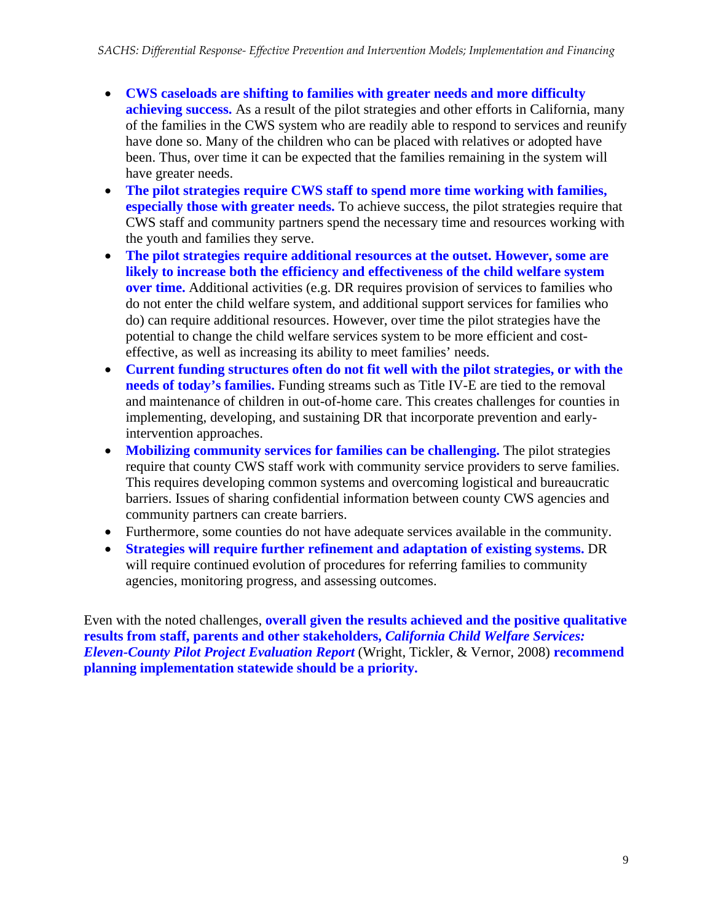- **CWS caseloads are shifting to families with greater needs and more difficulty achieving success.** As a result of the pilot strategies and other efforts in California, many of the families in the CWS system who are readily able to respond to services and reunify have done so. Many of the children who can be placed with relatives or adopted have been. Thus, over time it can be expected that the families remaining in the system will have greater needs.
- **The pilot strategies require CWS staff to spend more time working with families, especially those with greater needs.** To achieve success, the pilot strategies require that CWS staff and community partners spend the necessary time and resources working with the youth and families they serve.
- **The pilot strategies require additional resources at the outset. However, some are likely to increase both the efficiency and effectiveness of the child welfare system over time.** Additional activities (e.g. DR requires provision of services to families who do not enter the child welfare system, and additional support services for families who do) can require additional resources. However, over time the pilot strategies have the potential to change the child welfare services system to be more efficient and cost-effective, as well as increasing its ability to meet families' needs.
- **Current funding structures often do not fit well with the pilot strategies, or with the needs of today's families.** Funding streams such as Title IV-E are tied to the removal and maintenance of children in out-of-home care. This creates challenges for counties in implementing, developing, and sustaining DR that incorporate prevention and early-intervention approaches.
- **Mobilizing community services for families can be challenging.** The pilot strategies require that county CWS staff work with community service providers to serve families. This requires developing common systems and overcoming logistical and bureaucratic barriers. Issues of sharing confidential information between county CWS agencies and community partners can create barriers.
- Furthermore, some counties do not have adequate services available in the community.
- **Strategies will require further refinement and adaptation of existing systems.** DR will require continued evolution of procedures for referring families to community agencies, monitoring progress, and assessing outcomes.

Even with the noted challenges, **overall given the results achieved and the positive qualitative results from staff, parents and other stakeholders, *California Child Welfare Services: Eleven-County Pilot Project Evaluation Report*** (Wright, Tickler, & Vernor, 2008) **recommend planning implementation statewide should be a priority.**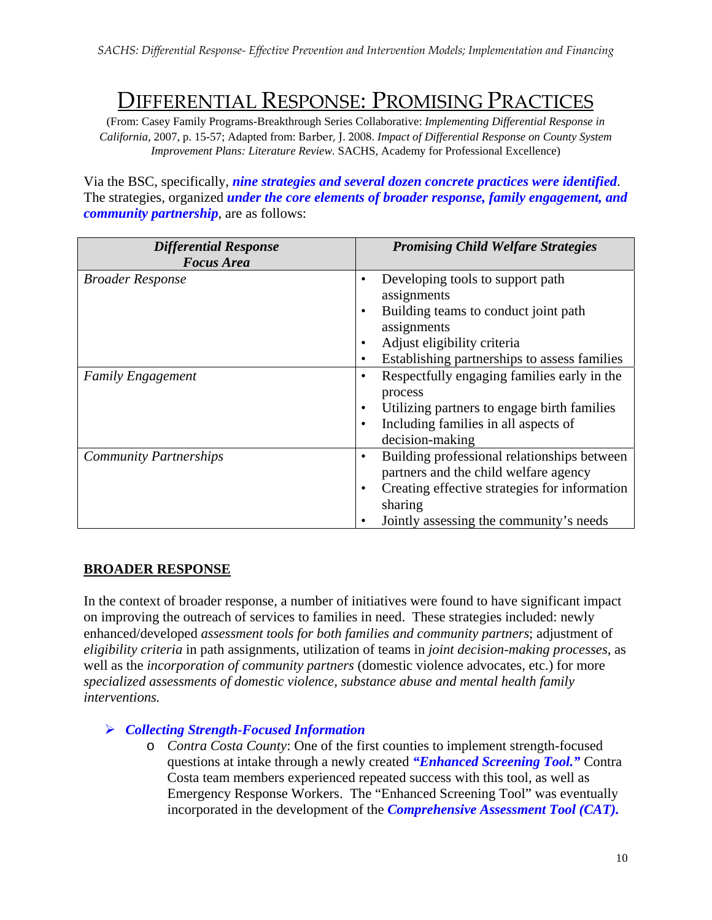# DIFFERENTIAL RESPONSE: PROMISING PRACTICES

(From: Casey Family Programs-Breakthrough Series Collaborative: *Implementing Differential Response in California*, 2007, p. 15-57; Adapted from: Barber, J. 2008. *Impact of Differential Response on County System Improvement Plans: Literature Review.* SACHS, Academy for Professional Excellence)

Via the BSC, specifically, ***nine strategies and several dozen concrete practices were identified***. The strategies, organized ***under the core elements of broader response, family engagement, and community partnership***, are as follows:

| ***Differential Response Focus Area*** | ***Promising Child Welfare Strategies*** |
|---|---|
| *Broader Response* | • Developing tools to support path assignments<br>• Building teams to conduct joint path assignments<br>• Adjust eligibility criteria<br>• Establishing partnerships to assess families |
| *Family Engagement* | • Respectfully engaging families early in the process<br>• Utilizing partners to engage birth families<br>• Including families in all aspects of decision-making |
| *Community Partnerships* | • Building professional relationships between partners and the child welfare agency<br>• Creating effective strategies for information sharing<br>• Jointly assessing the community's needs |

## BROADER RESPONSE

In the context of broader response, a number of initiatives were found to have significant impact on improving the outreach of services to families in need. These strategies included: newly enhanced/developed *assessment tools for both families and community partners*; adjustment of *eligibility criteria* in path assignments, utilization of teams in *joint decision-making processes*, as well as the *incorporation of community partners* (domestic violence advocates, etc.) for more *specialized assessments of domestic violence, substance abuse and mental health family interventions.*

- ***Collecting Strength-Focused Information***
  - *Contra Costa County*: One of the first counties to implement strength-focused questions at intake through a newly created ***"Enhanced Screening Tool."*** Contra Costa team members experienced repeated success with this tool, as well as Emergency Response Workers. The "Enhanced Screening Tool" was eventually incorporated in the development of the ***Comprehensive Assessment Tool (CAT).***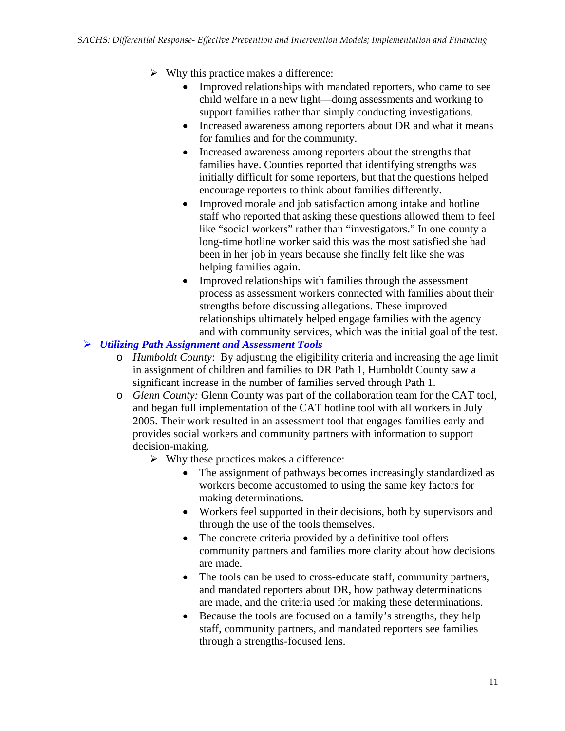- Why this practice makes a difference:
  - Improved relationships with mandated reporters, who came to see child welfare in a new light—doing assessments and working to support families rather than simply conducting investigations.
  - Increased awareness among reporters about DR and what it means for families and for the community.
  - Increased awareness among reporters about the strengths that families have. Counties reported that identifying strengths was initially difficult for some reporters, but that the questions helped encourage reporters to think about families differently.
  - Improved morale and job satisfaction among intake and hotline staff who reported that asking these questions allowed them to feel like "social workers" rather than "investigators." In one county a long-time hotline worker said this was the most satisfied she had been in her job in years because she finally felt like she was helping families again.
  - Improved relationships with families through the assessment process as assessment workers connected with families about their strengths before discussing allegations. These improved relationships ultimately helped engage families with the agency and with community services, which was the initial goal of the test.

- ***Utilizing Path Assignment and Assessment Tools***
  - *Humboldt County*: By adjusting the eligibility criteria and increasing the age limit in assignment of children and families to DR Path 1, Humboldt County saw a significant increase in the number of families served through Path 1.
  - *Glenn County:* Glenn County was part of the collaboration team for the CAT tool, and began full implementation of the CAT hotline tool with all workers in July 2005. Their work resulted in an assessment tool that engages families early and provides social workers and community partners with information to support decision-making.
    - Why these practices makes a difference:
      - The assignment of pathways becomes increasingly standardized as workers become accustomed to using the same key factors for making determinations.
      - Workers feel supported in their decisions, both by supervisors and through the use of the tools themselves.
      - The concrete criteria provided by a definitive tool offers community partners and families more clarity about how decisions are made.
      - The tools can be used to cross-educate staff, community partners, and mandated reporters about DR, how pathway determinations are made, and the criteria used for making these determinations.
      - Because the tools are focused on a family's strengths, they help staff, community partners, and mandated reporters see families through a strengths-focused lens.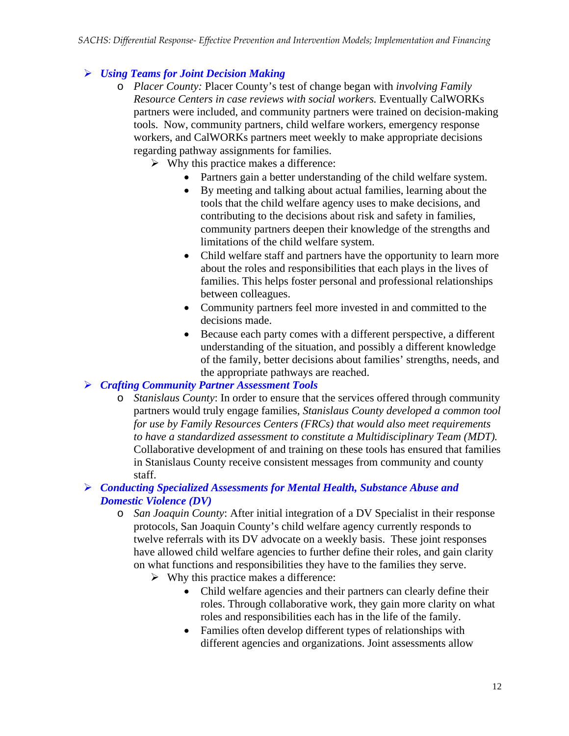- ***Using Teams for Joint Decision Making***
  - *Placer County:* Placer County's test of change began with *involving Family Resource Centers in case reviews with social workers.* Eventually CalWORKs partners were included, and community partners were trained on decision-making tools. Now, community partners, child welfare workers, emergency response workers, and CalWORKs partners meet weekly to make appropriate decisions regarding pathway assignments for families.
    - Why this practice makes a difference:
      - Partners gain a better understanding of the child welfare system.
      - By meeting and talking about actual families, learning about the tools that the child welfare agency uses to make decisions, and contributing to the decisions about risk and safety in families, community partners deepen their knowledge of the strengths and limitations of the child welfare system.
      - Child welfare staff and partners have the opportunity to learn more about the roles and responsibilities that each plays in the lives of families. This helps foster personal and professional relationships between colleagues.
      - Community partners feel more invested in and committed to the decisions made.
      - Because each party comes with a different perspective, a different understanding of the situation, and possibly a different knowledge of the family, better decisions about families' strengths, needs, and the appropriate pathways are reached.
- ***Crafting Community Partner Assessment Tools***
  - *Stanislaus County*: In order to ensure that the services offered through community partners would truly engage families, *Stanislaus County developed a common tool for use by Family Resources Centers (FRCs) that would also meet requirements to have a standardized assessment to constitute a Multidisciplinary Team (MDT).* Collaborative development of and training on these tools has ensured that families in Stanislaus County receive consistent messages from community and county staff.
- ***Conducting Specialized Assessments for Mental Health, Substance Abuse and Domestic Violence (DV)***
  - *San Joaquin County*: After initial integration of a DV Specialist in their response protocols, San Joaquin County's child welfare agency currently responds to twelve referrals with its DV advocate on a weekly basis. These joint responses have allowed child welfare agencies to further define their roles, and gain clarity on what functions and responsibilities they have to the families they serve.
    - Why this practice makes a difference:
      - Child welfare agencies and their partners can clearly define their roles. Through collaborative work, they gain more clarity on what roles and responsibilities each has in the life of the family.
      - Families often develop different types of relationships with different agencies and organizations. Joint assessments allow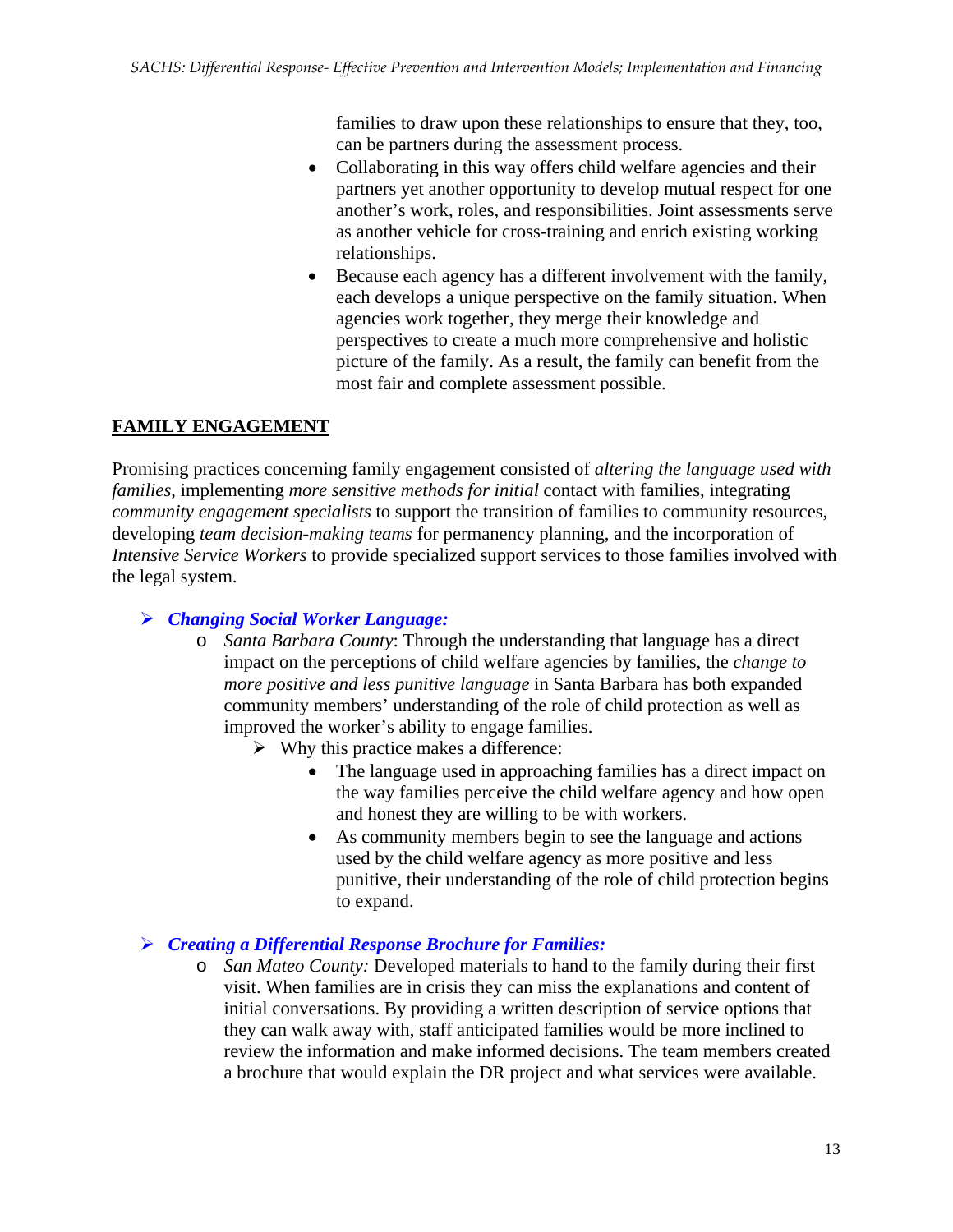families to draw upon these relationships to ensure that they, too, can be partners during the assessment process.

- Collaborating in this way offers child welfare agencies and their partners yet another opportunity to develop mutual respect for one another's work, roles, and responsibilities. Joint assessments serve as another vehicle for cross-training and enrich existing working relationships.
- Because each agency has a different involvement with the family, each develops a unique perspective on the family situation. When agencies work together, they merge their knowledge and perspectives to create a much more comprehensive and holistic picture of the family. As a result, the family can benefit from the most fair and complete assessment possible.

## FAMILY ENGAGEMENT

Promising practices concerning family engagement consisted of *altering the language used with families*, implementing *more sensitive methods for initial* contact with families, integrating *community engagement specialists* to support the transition of families to community resources, developing *team decision-making teams* for permanency planning, and the incorporation of *Intensive Service Workers* to provide specialized support services to those families involved with the legal system.

- ***Changing Social Worker Language:***
  - *Santa Barbara County*: Through the understanding that language has a direct impact on the perceptions of child welfare agencies by families, the *change to more positive and less punitive language* in Santa Barbara has both expanded community members' understanding of the role of child protection as well as improved the worker's ability to engage families.
    - Why this practice makes a difference:
      - The language used in approaching families has a direct impact on the way families perceive the child welfare agency and how open and honest they are willing to be with workers.
      - As community members begin to see the language and actions used by the child welfare agency as more positive and less punitive, their understanding of the role of child protection begins to expand.

- ***Creating a Differential Response Brochure for Families:***
  - *San Mateo County:* Developed materials to hand to the family during their first visit. When families are in crisis they can miss the explanations and content of initial conversations. By providing a written description of service options that they can walk away with, staff anticipated families would be more inclined to review the information and make informed decisions. The team members created a brochure that would explain the DR project and what services were available.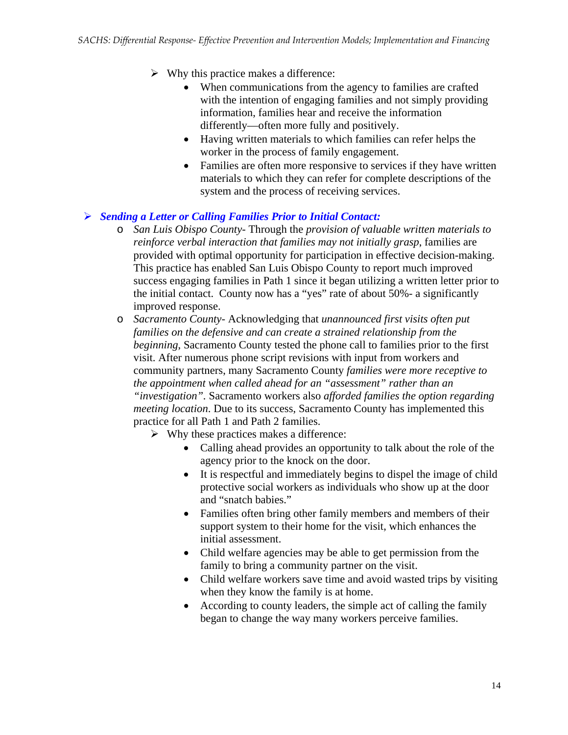- Why this practice makes a difference:
  - When communications from the agency to families are crafted with the intention of engaging families and not simply providing information, families hear and receive the information differently—often more fully and positively.
  - Having written materials to which families can refer helps the worker in the process of family engagement.
  - Families are often more responsive to services if they have written materials to which they can refer for complete descriptions of the system and the process of receiving services.

- ***Sending a Letter or Calling Families Prior to Initial Contact:***
  - *San Luis Obispo County*- Through the *provision of valuable written materials to reinforce verbal interaction that families may not initially grasp*, families are provided with optimal opportunity for participation in effective decision-making. This practice has enabled San Luis Obispo County to report much improved success engaging families in Path 1 since it began utilizing a written letter prior to the initial contact. County now has a "yes" rate of about 50%- a significantly improved response.
  - *Sacramento County*- Acknowledging that *unannounced first visits often put families on the defensive and can create a strained relationship from the beginning*, Sacramento County tested the phone call to families prior to the first visit. After numerous phone script revisions with input from workers and community partners, many Sacramento County *families were more receptive to the appointment when called ahead for an "assessment" rather than an "investigation"*. Sacramento workers also *afforded families the option regarding meeting location*. Due to its success, Sacramento County has implemented this practice for all Path 1 and Path 2 families.
    - Why these practices makes a difference:
      - Calling ahead provides an opportunity to talk about the role of the agency prior to the knock on the door.
      - It is respectful and immediately begins to dispel the image of child protective social workers as individuals who show up at the door and "snatch babies."
      - Families often bring other family members and members of their support system to their home for the visit, which enhances the initial assessment.
      - Child welfare agencies may be able to get permission from the family to bring a community partner on the visit.
      - Child welfare workers save time and avoid wasted trips by visiting when they know the family is at home.
      - According to county leaders, the simple act of calling the family began to change the way many workers perceive families.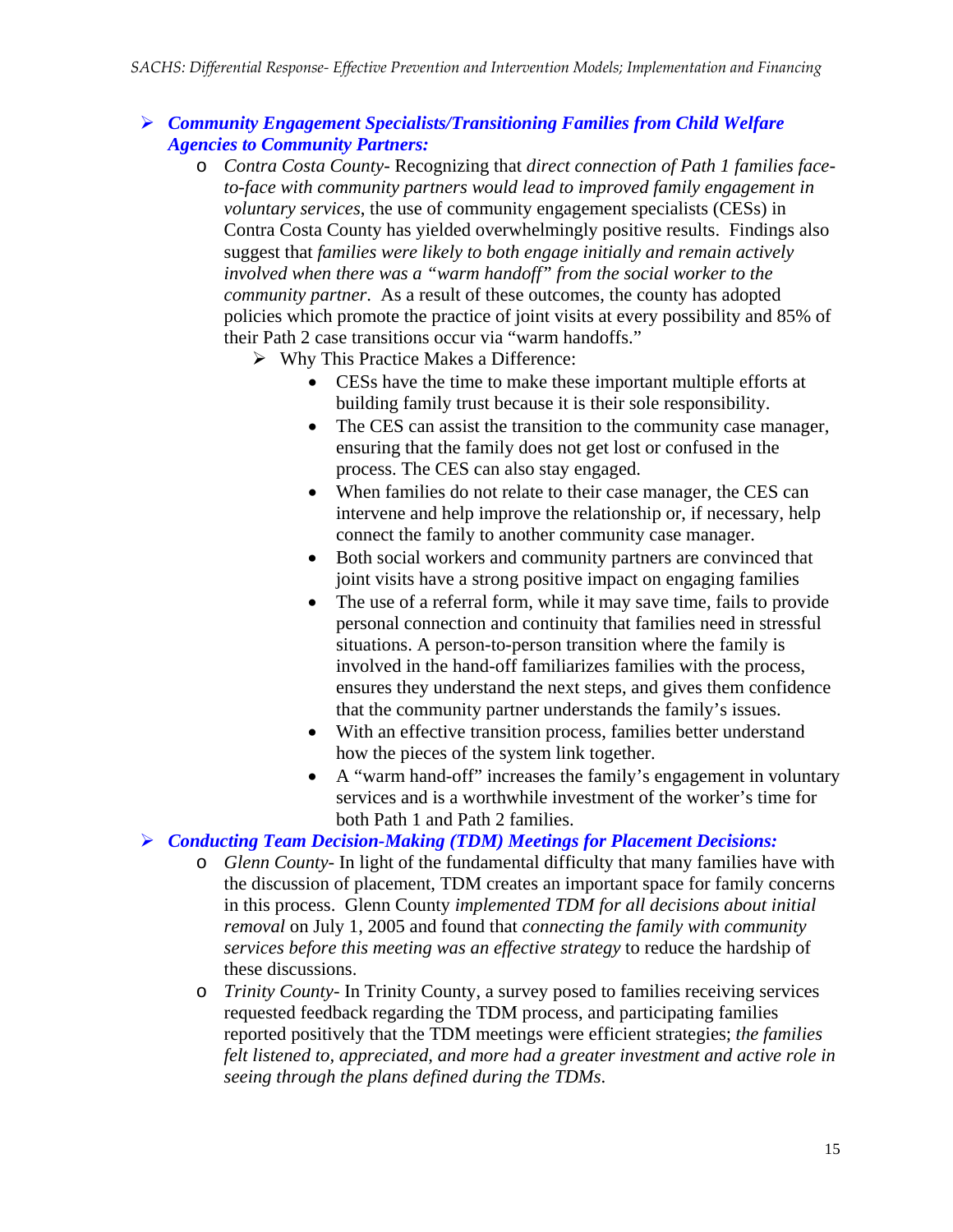- ***Community Engagement Specialists/Transitioning Families from Child Welfare Agencies to Community Partners:***
  - *Contra Costa County*- Recognizing that *direct connection of Path 1 families face-to-face with community partners would lead to improved family engagement in voluntary services*, the use of community engagement specialists (CESs) in Contra Costa County has yielded overwhelmingly positive results. Findings also suggest that *families were likely to both engage initially and remain actively involved when there was a "warm handoff" from the social worker to the community partner*. As a result of these outcomes, the county has adopted policies which promote the practice of joint visits at every possibility and 85% of their Path 2 case transitions occur via "warm handoffs."
    - Why This Practice Makes a Difference:
      - CESs have the time to make these important multiple efforts at building family trust because it is their sole responsibility.
      - The CES can assist the transition to the community case manager, ensuring that the family does not get lost or confused in the process. The CES can also stay engaged.
      - When families do not relate to their case manager, the CES can intervene and help improve the relationship or, if necessary, help connect the family to another community case manager.
      - Both social workers and community partners are convinced that joint visits have a strong positive impact on engaging families
      - The use of a referral form, while it may save time, fails to provide personal connection and continuity that families need in stressful situations. A person-to-person transition where the family is involved in the hand-off familiarizes families with the process, ensures they understand the next steps, and gives them confidence that the community partner understands the family's issues.
      - With an effective transition process, families better understand how the pieces of the system link together.
      - A "warm hand-off" increases the family's engagement in voluntary services and is a worthwhile investment of the worker's time for both Path 1 and Path 2 families.
- ***Conducting Team Decision-Making (TDM) Meetings for Placement Decisions:***
  - *Glenn County*- In light of the fundamental difficulty that many families have with the discussion of placement, TDM creates an important space for family concerns in this process. Glenn County *implemented TDM for all decisions about initial removal* on July 1, 2005 and found that *connecting the family with community services before this meeting was an effective strategy* to reduce the hardship of these discussions.
  - *Trinity County*- In Trinity County, a survey posed to families receiving services requested feedback regarding the TDM process, and participating families reported positively that the TDM meetings were efficient strategies; *the families felt listened to, appreciated, and more had a greater investment and active role in seeing through the plans defined during the TDMs.*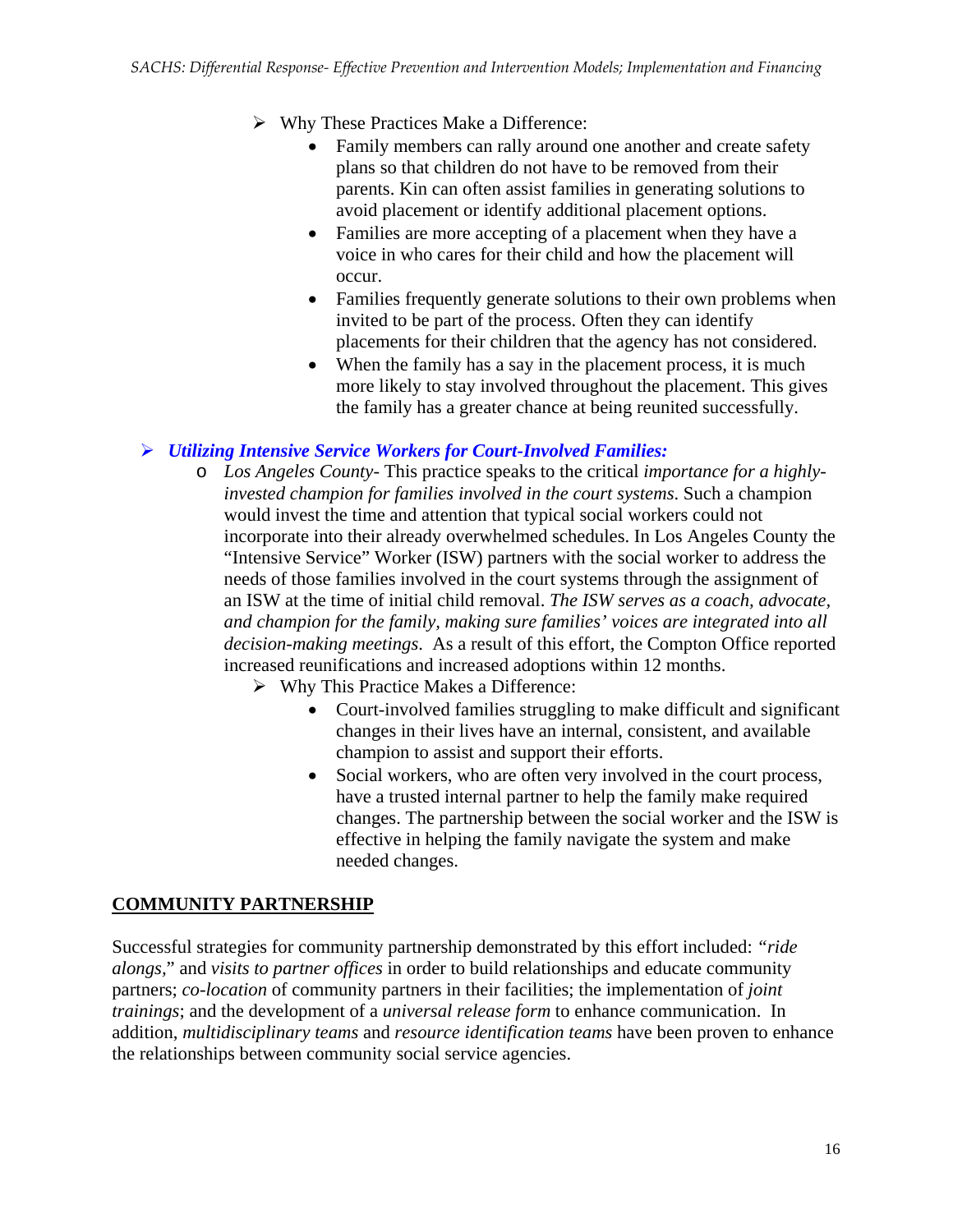- Why These Practices Make a Difference:
  - Family members can rally around one another and create safety plans so that children do not have to be removed from their parents. Kin can often assist families in generating solutions to avoid placement or identify additional placement options.
  - Families are more accepting of a placement when they have a voice in who cares for their child and how the placement will occur.
  - Families frequently generate solutions to their own problems when invited to be part of the process. Often they can identify placements for their children that the agency has not considered.
  - When the family has a say in the placement process, it is much more likely to stay involved throughout the placement. This gives the family has a greater chance at being reunited successfully.

- ***Utilizing Intensive Service Workers for Court-Involved Families:***
  - *Los Angeles County*- This practice speaks to the critical *importance for a highly-invested champion for families involved in the court systems*. Such a champion would invest the time and attention that typical social workers could not incorporate into their already overwhelmed schedules. In Los Angeles County the "Intensive Service" Worker (ISW) partners with the social worker to address the needs of those families involved in the court systems through the assignment of an ISW at the time of initial child removal. *The ISW serves as a coach, advocate, and champion for the family, making sure families' voices are integrated into all decision-making meetings*. As a result of this effort, the Compton Office reported increased reunifications and increased adoptions within 12 months.
    - Why This Practice Makes a Difference:
      - Court-involved families struggling to make difficult and significant changes in their lives have an internal, consistent, and available champion to assist and support their efforts.
      - Social workers, who are often very involved in the court process, have a trusted internal partner to help the family make required changes. The partnership between the social worker and the ISW is effective in helping the family navigate the system and make needed changes.

## COMMUNITY PARTNERSHIP

Successful strategies for community partnership demonstrated by this effort included: *"ride alongs,"* and *visits to partner offices* in order to build relationships and educate community partners; *co-location* of community partners in their facilities; the implementation of *joint trainings*; and the development of a *universal release form* to enhance communication. In addition, *multidisciplinary teams* and *resource identification teams* have been proven to enhance the relationships between community social service agencies.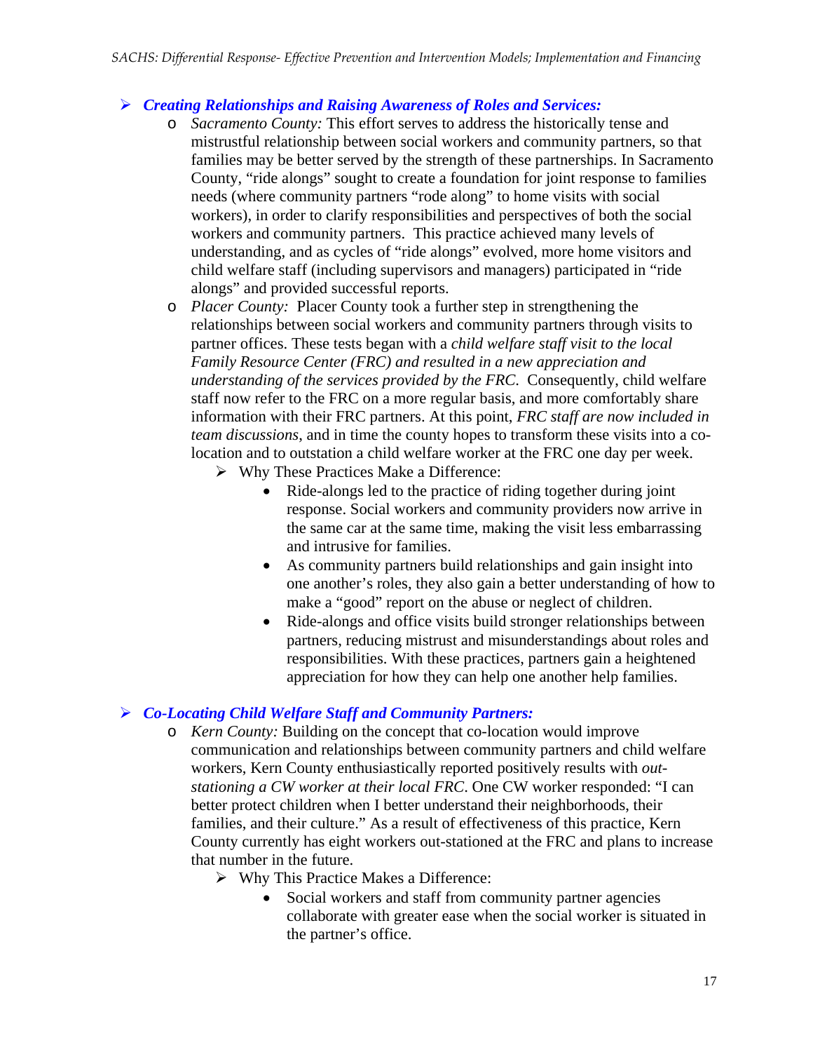- ***Creating Relationships and Raising Awareness of Roles and Services:***
  - *Sacramento County:* This effort serves to address the historically tense and mistrustful relationship between social workers and community partners, so that families may be better served by the strength of these partnerships. In Sacramento County, "ride alongs" sought to create a foundation for joint response to families needs (where community partners "rode along" to home visits with social workers), in order to clarify responsibilities and perspectives of both the social workers and community partners. This practice achieved many levels of understanding, and as cycles of "ride alongs" evolved, more home visitors and child welfare staff (including supervisors and managers) participated in "ride alongs" and provided successful reports.
  - *Placer County:* Placer County took a further step in strengthening the relationships between social workers and community partners through visits to partner offices. These tests began with a *child welfare staff visit to the local Family Resource Center (FRC) and resulted in a new appreciation and understanding of the services provided by the FRC.* Consequently, child welfare staff now refer to the FRC on a more regular basis, and more comfortably share information with their FRC partners. At this point, *FRC staff are now included in team discussions*, and in time the county hopes to transform these visits into a co-location and to outstation a child welfare worker at the FRC one day per week.
    - Why These Practices Make a Difference:
      - Ride-alongs led to the practice of riding together during joint response. Social workers and community providers now arrive in the same car at the same time, making the visit less embarrassing and intrusive for families.
      - As community partners build relationships and gain insight into one another's roles, they also gain a better understanding of how to make a "good" report on the abuse or neglect of children.
      - Ride-alongs and office visits build stronger relationships between partners, reducing mistrust and misunderstandings about roles and responsibilities. With these practices, partners gain a heightened appreciation for how they can help one another help families.

- ***Co-Locating Child Welfare Staff and Community Partners:***
  - *Kern County:* Building on the concept that co-location would improve communication and relationships between community partners and child welfare workers, Kern County enthusiastically reported positively results with *out-stationing a CW worker at their local FRC*. One CW worker responded: "I can better protect children when I better understand their neighborhoods, their families, and their culture." As a result of effectiveness of this practice, Kern County currently has eight workers out-stationed at the FRC and plans to increase that number in the future.
    - Why This Practice Makes a Difference:
      - Social workers and staff from community partner agencies collaborate with greater ease when the social worker is situated in the partner's office.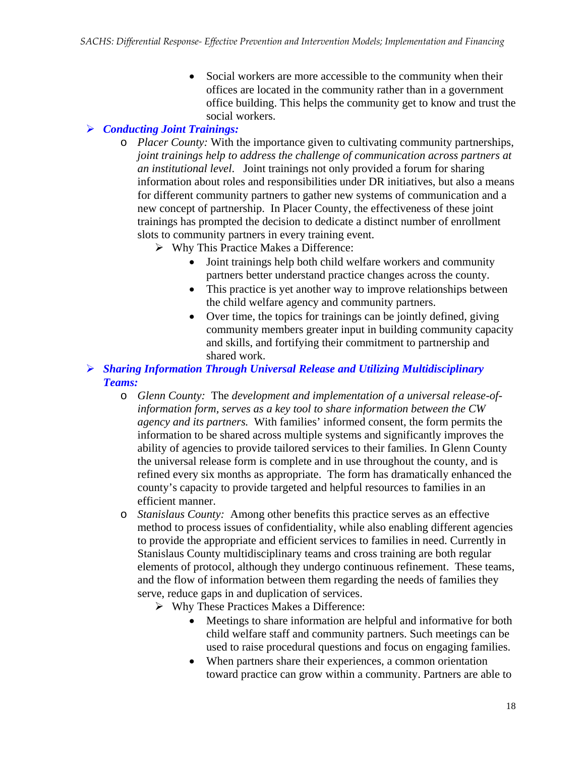- Social workers are more accessible to the community when their offices are located in the community rather than in a government office building. This helps the community get to know and trust the social workers.

- ***Conducting Joint Trainings:***
  - *Placer County:* With the importance given to cultivating community partnerships, *joint trainings help to address the challenge of communication across partners at an institutional level*. Joint trainings not only provided a forum for sharing information about roles and responsibilities under DR initiatives, but also a means for different community partners to gather new systems of communication and a new concept of partnership. In Placer County, the effectiveness of these joint trainings has prompted the decision to dedicate a distinct number of enrollment slots to community partners in every training event.
    - Why This Practice Makes a Difference:
      - Joint trainings help both child welfare workers and community partners better understand practice changes across the county.
      - This practice is yet another way to improve relationships between the child welfare agency and community partners.
      - Over time, the topics for trainings can be jointly defined, giving community members greater input in building community capacity and skills, and fortifying their commitment to partnership and shared work.

- ***Sharing Information Through Universal Release and Utilizing Multidisciplinary Teams:***
  - *Glenn County:* The *development and implementation of a universal release-of-information form, serves as a key tool to share information between the CW agency and its partners.* With families' informed consent, the form permits the information to be shared across multiple systems and significantly improves the ability of agencies to provide tailored services to their families. In Glenn County the universal release form is complete and in use throughout the county, and is refined every six months as appropriate. The form has dramatically enhanced the county's capacity to provide targeted and helpful resources to families in an efficient manner.
  - *Stanislaus County:* Among other benefits this practice serves as an effective method to process issues of confidentiality, while also enabling different agencies to provide the appropriate and efficient services to families in need. Currently in Stanislaus County multidisciplinary teams and cross training are both regular elements of protocol, although they undergo continuous refinement. These teams, and the flow of information between them regarding the needs of families they serve, reduce gaps in and duplication of services.
    - Why These Practices Makes a Difference:
      - Meetings to share information are helpful and informative for both child welfare staff and community partners. Such meetings can be used to raise procedural questions and focus on engaging families.
      - When partners share their experiences, a common orientation toward practice can grow within a community. Partners are able to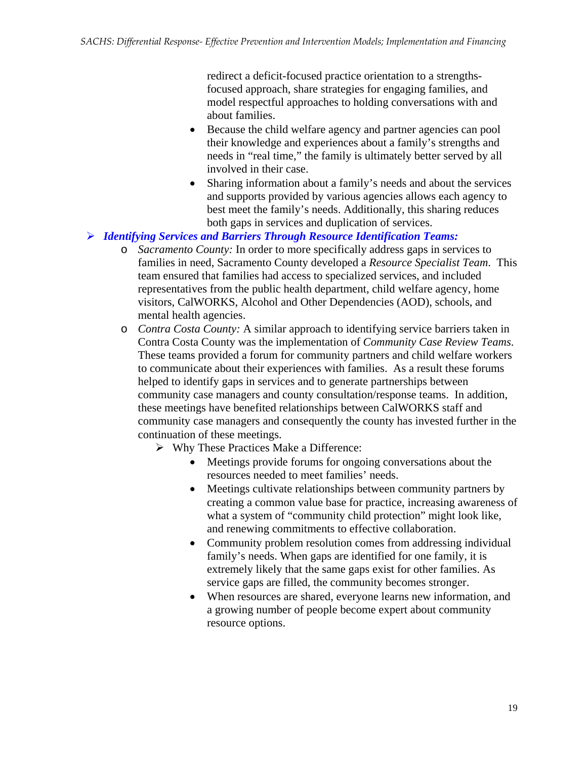redirect a deficit-focused practice orientation to a strengths-focused approach, share strategies for engaging families, and model respectful approaches to holding conversations with and about families.

- Because the child welfare agency and partner agencies can pool their knowledge and experiences about a family's strengths and needs in "real time," the family is ultimately better served by all involved in their case.
- Sharing information about a family's needs and about the services and supports provided by various agencies allows each agency to best meet the family's needs. Additionally, this sharing reduces both gaps in services and duplication of services.

- ***Identifying Services and Barriers Through Resource Identification Teams:***
  - *Sacramento County:* In order to more specifically address gaps in services to families in need, Sacramento County developed a *Resource Specialist Team*. This team ensured that families had access to specialized services, and included representatives from the public health department, child welfare agency, home visitors, CalWORKS, Alcohol and Other Dependencies (AOD), schools, and mental health agencies.
  - *Contra Costa County:* A similar approach to identifying service barriers taken in Contra Costa County was the implementation of *Community Case Review Teams*. These teams provided a forum for community partners and child welfare workers to communicate about their experiences with families. As a result these forums helped to identify gaps in services and to generate partnerships between community case managers and county consultation/response teams. In addition, these meetings have benefited relationships between CalWORKS staff and community case managers and consequently the county has invested further in the continuation of these meetings.
    - Why These Practices Make a Difference:
      - Meetings provide forums for ongoing conversations about the resources needed to meet families' needs.
      - Meetings cultivate relationships between community partners by creating a common value base for practice, increasing awareness of what a system of "community child protection" might look like, and renewing commitments to effective collaboration.
      - Community problem resolution comes from addressing individual family's needs. When gaps are identified for one family, it is extremely likely that the same gaps exist for other families. As service gaps are filled, the community becomes stronger.
      - When resources are shared, everyone learns new information, and a growing number of people become expert about community resource options.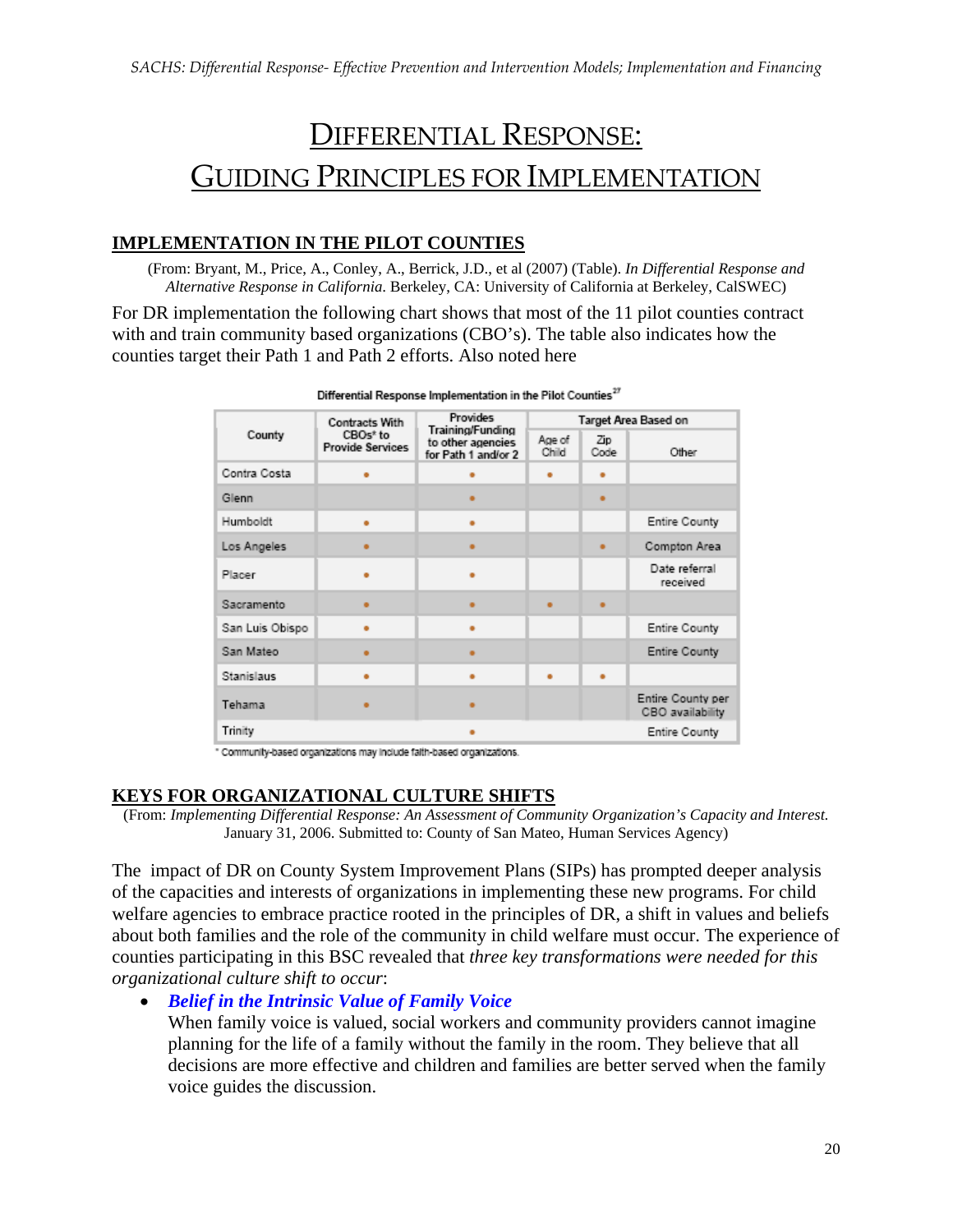# DIFFERENTIAL RESPONSE: GUIDING PRINCIPLES FOR IMPLEMENTATION

## IMPLEMENTATION IN THE PILOT COUNTIES

(From: Bryant, M., Price, A., Conley, A., Berrick, J.D., et al (2007) (Table). *In Differential Response and Alternative Response in California.* Berkeley, CA: University of California at Berkeley, CalSWEC)

For DR implementation the following chart shows that most of the 11 pilot counties contract with and train community based organizations (CBO's). The table also indicates how the counties target their Path 1 and Path 2 efforts. Also noted here

Differential Response Implementation in the Pilot Counties[27]

| County | Contracts With CBOs* to Provide Services | Provides Training/Funding to other agencies for Path 1 and/or 2 | Target Area Based on | | |
|---|---|---|---|---|---|
| | | | Age of Child | Zip Code | Other |
| Contra Costa | • | • | • | • | |
| Glenn | | • | | • | |
| Humboldt | • | • | | | Entire County |
| Los Angeles | • | • | | • | Compton Area |
| Placer | • | • | | | Date referral received |
| Sacramento | • | • | • | • | |
| San Luis Obispo | • | • | | | Entire County |
| San Mateo | • | • | | | Entire County |
| Stanislaus | • | • | • | • | |
| Tehama | • | • | | | Entire County per CBO availability |
| Trinity | | • | | | Entire County |

\* Community-based organizations may include faith-based organizations.

## KEYS FOR ORGANIZATIONAL CULTURE SHIFTS

(From: *Implementing Differential Response: An Assessment of Community Organization's Capacity and Interest.* January 31, 2006. Submitted to: County of San Mateo, Human Services Agency)

The impact of DR on County System Improvement Plans (SIPs) has prompted deeper analysis of the capacities and interests of organizations in implementing these new programs. For child welfare agencies to embrace practice rooted in the principles of DR, a shift in values and beliefs about both families and the role of the community in child welfare must occur. The experience of counties participating in this BSC revealed that *three key transformations were needed for this organizational culture shift to occur*:

- ***Belief in the Intrinsic Value of Family Voice***
  When family voice is valued, social workers and community providers cannot imagine planning for the life of a family without the family in the room. They believe that all decisions are more effective and children and families are better served when the family voice guides the discussion.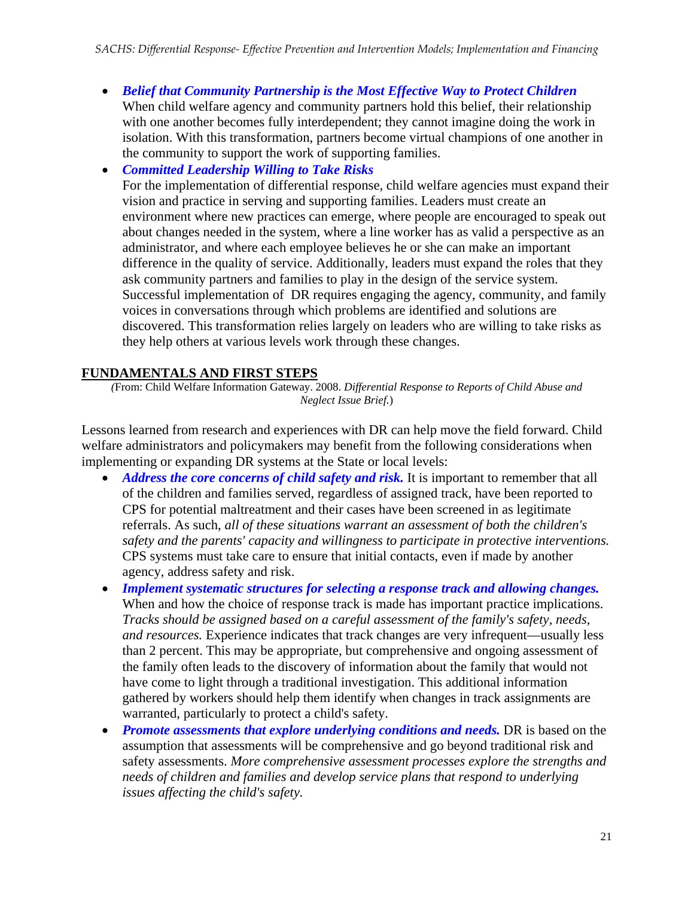- ***Belief that Community Partnership is the Most Effective Way to Protect Children***
  When child welfare agency and community partners hold this belief, their relationship with one another becomes fully interdependent; they cannot imagine doing the work in isolation. With this transformation, partners become virtual champions of one another in the community to support the work of supporting families.
- ***Committed Leadership Willing to Take Risks***
  For the implementation of differential response, child welfare agencies must expand their vision and practice in serving and supporting families. Leaders must create an environment where new practices can emerge, where people are encouraged to speak out about changes needed in the system, where a line worker has as valid a perspective as an administrator, and where each employee believes he or she can make an important difference in the quality of service. Additionally, leaders must expand the roles that they ask community partners and families to play in the design of the service system. Successful implementation of DR requires engaging the agency, community, and family voices in conversations through which problems are identified and solutions are discovered. This transformation relies largely on leaders who are willing to take risks as they help others at various levels work through these changes.

## FUNDAMENTALS AND FIRST STEPS

(From: Child Welfare Information Gateway. 2008. *Differential Response to Reports of Child Abuse and Neglect Issue Brief.*)

Lessons learned from research and experiences with DR can help move the field forward. Child welfare administrators and policymakers may benefit from the following considerations when implementing or expanding DR systems at the State or local levels:

- ***Address the core concerns of child safety and risk.*** It is important to remember that all of the children and families served, regardless of assigned track, have been reported to CPS for potential maltreatment and their cases have been screened in as legitimate referrals. As such, *all of these situations warrant an assessment of both the children's safety and the parents' capacity and willingness to participate in protective interventions.* CPS systems must take care to ensure that initial contacts, even if made by another agency, address safety and risk.
- ***Implement systematic structures for selecting a response track and allowing changes.*** When and how the choice of response track is made has important practice implications. *Tracks should be assigned based on a careful assessment of the family's safety, needs, and resources.* Experience indicates that track changes are very infrequent—usually less than 2 percent. This may be appropriate, but comprehensive and ongoing assessment of the family often leads to the discovery of information about the family that would not have come to light through a traditional investigation. This additional information gathered by workers should help them identify when changes in track assignments are warranted, particularly to protect a child's safety.
- ***Promote assessments that explore underlying conditions and needs.*** DR is based on the assumption that assessments will be comprehensive and go beyond traditional risk and safety assessments. *More comprehensive assessment processes explore the strengths and needs of children and families and develop service plans that respond to underlying issues affecting the child's safety.*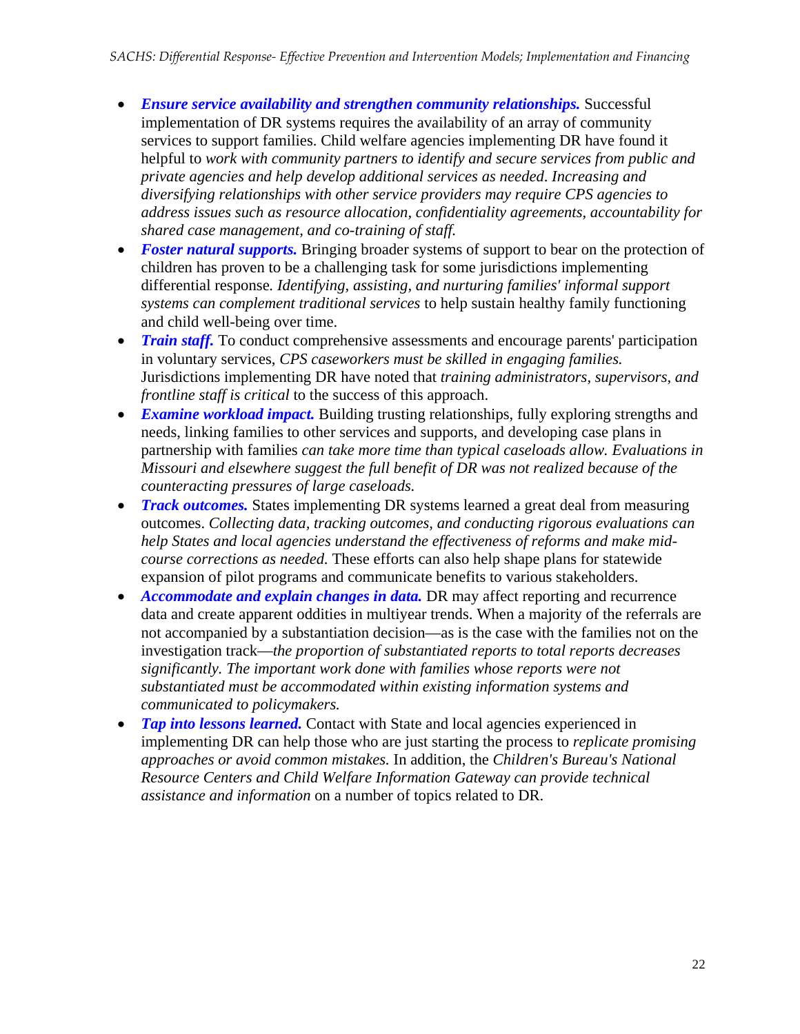- ***Ensure service availability and strengthen community relationships.*** Successful implementation of DR systems requires the availability of an array of community services to support families. Child welfare agencies implementing DR have found it helpful to *work with community partners to identify and secure services from public and private agencies and help develop additional services as needed*. *Increasing and diversifying relationships with other service providers may require CPS agencies to address issues such as resource allocation, confidentiality agreements, accountability for shared case management, and co-training of staff.*
- ***Foster natural supports.*** Bringing broader systems of support to bear on the protection of children has proven to be a challenging task for some jurisdictions implementing differential response*. Identifying, assisting, and nurturing families' informal support systems can complement traditional services* to help sustain healthy family functioning and child well-being over time.
- ***Train staff.*** To conduct comprehensive assessments and encourage parents' participation in voluntary services, *CPS caseworkers must be skilled in engaging families.* Jurisdictions implementing DR have noted that *training administrators, supervisors, and frontline staff is critical* to the success of this approach.
- ***Examine workload impact.*** Building trusting relationships, fully exploring strengths and needs, linking families to other services and supports, and developing case plans in partnership with families *can take more time than typical caseloads allow. Evaluations in Missouri and elsewhere suggest the full benefit of DR was not realized because of the counteracting pressures of large caseloads.*
- ***Track outcomes.*** States implementing DR systems learned a great deal from measuring outcomes. *Collecting data, tracking outcomes, and conducting rigorous evaluations can help States and local agencies understand the effectiveness of reforms and make mid-course corrections as needed.* These efforts can also help shape plans for statewide expansion of pilot programs and communicate benefits to various stakeholders.
- ***Accommodate and explain changes in data.*** DR may affect reporting and recurrence data and create apparent oddities in multiyear trends. When a majority of the referrals are not accompanied by a substantiation decision—as is the case with the families not on the investigation track—*the proportion of substantiated reports to total reports decreases significantly. The important work done with families whose reports were not substantiated must be accommodated within existing information systems and communicated to policymakers.*
- ***Tap into lessons learned.*** Contact with State and local agencies experienced in implementing DR can help those who are just starting the process to *replicate promising approaches or avoid common mistakes.* In addition, the *Children's Bureau's National Resource Centers and Child Welfare Information Gateway can provide technical assistance and information* on a number of topics related to DR.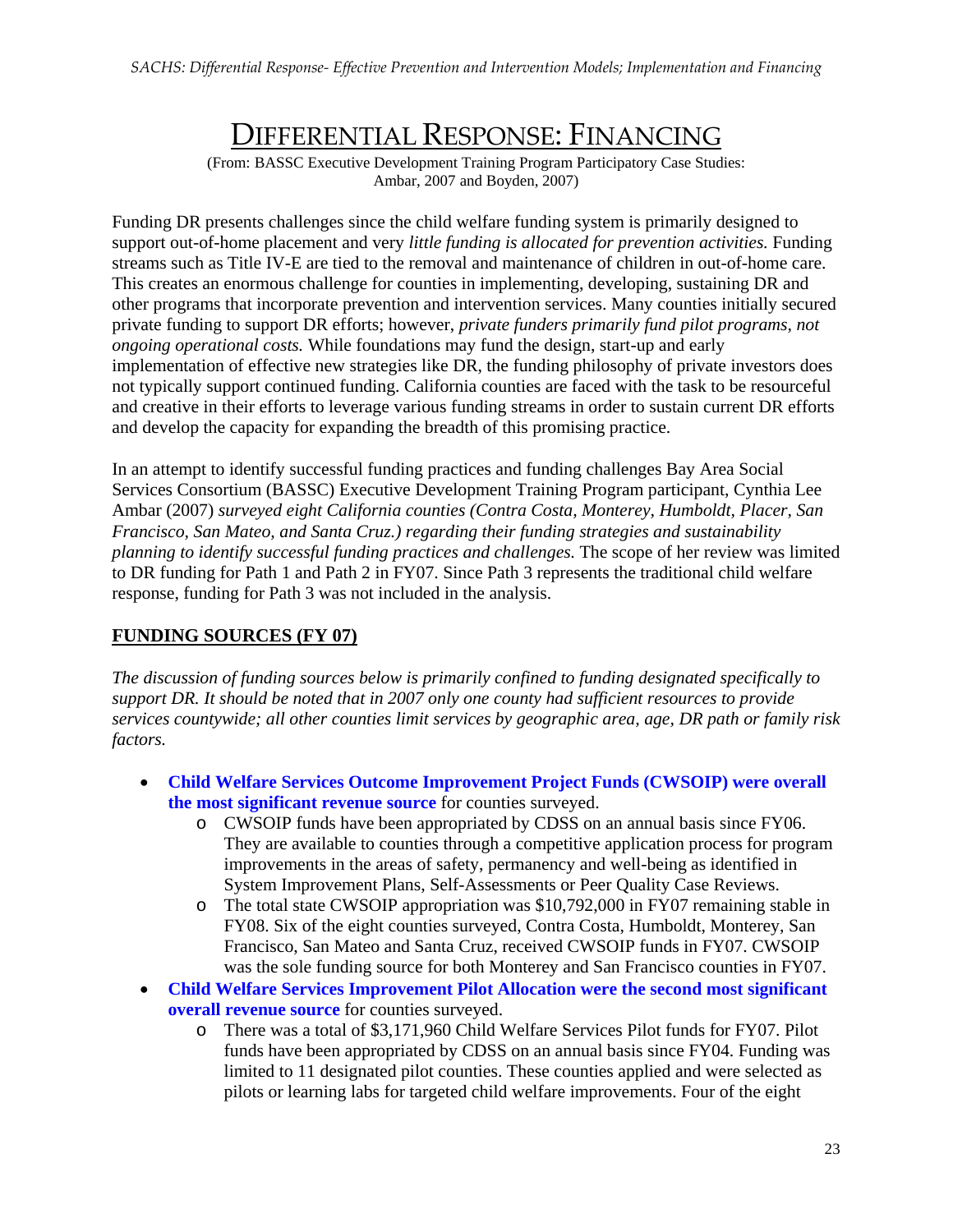# DIFFERENTIAL RESPONSE: FINANCING

(From: BASSC Executive Development Training Program Participatory Case Studies: Ambar, 2007 and Boyden, 2007)

Funding DR presents challenges since the child welfare funding system is primarily designed to support out-of-home placement and very *little funding is allocated for prevention activities.* Funding streams such as Title IV-E are tied to the removal and maintenance of children in out-of-home care. This creates an enormous challenge for counties in implementing, developing, sustaining DR and other programs that incorporate prevention and intervention services. Many counties initially secured private funding to support DR efforts; however, *private funders primarily fund pilot programs, not ongoing operational costs.* While foundations may fund the design, start-up and early implementation of effective new strategies like DR, the funding philosophy of private investors does not typically support continued funding. California counties are faced with the task to be resourceful and creative in their efforts to leverage various funding streams in order to sustain current DR efforts and develop the capacity for expanding the breadth of this promising practice.

In an attempt to identify successful funding practices and funding challenges Bay Area Social Services Consortium (BASSC) Executive Development Training Program participant, Cynthia Lee Ambar (2007) *surveyed eight California counties (Contra Costa, Monterey, Humboldt, Placer, San Francisco, San Mateo, and Santa Cruz.) regarding their funding strategies and sustainability planning to identify successful funding practices and challenges.* The scope of her review was limited to DR funding for Path 1 and Path 2 in FY07. Since Path 3 represents the traditional child welfare response, funding for Path 3 was not included in the analysis.

## FUNDING SOURCES (FY 07)

*The discussion of funding sources below is primarily confined to funding designated specifically to support DR. It should be noted that in 2007 only one county had sufficient resources to provide services countywide; all other counties limit services by geographic area, age, DR path or family risk factors.*

- **Child Welfare Services Outcome Improvement Project Funds (CWSOIP) were overall the most significant revenue source** for counties surveyed.
  - CWSOIP funds have been appropriated by CDSS on an annual basis since FY06. They are available to counties through a competitive application process for program improvements in the areas of safety, permanency and well-being as identified in System Improvement Plans, Self-Assessments or Peer Quality Case Reviews.
  - The total state CWSOIP appropriation was $10,792,000 in FY07 remaining stable in FY08. Six of the eight counties surveyed, Contra Costa, Humboldt, Monterey, San Francisco, San Mateo and Santa Cruz, received CWSOIP funds in FY07. CWSOIP was the sole funding source for both Monterey and San Francisco counties in FY07.
- **Child Welfare Services Improvement Pilot Allocation were the second most significant overall revenue source** for counties surveyed.
  - There was a total of $3,171,960 Child Welfare Services Pilot funds for FY07. Pilot funds have been appropriated by CDSS on an annual basis since FY04. Funding was limited to 11 designated pilot counties. These counties applied and were selected as pilots or learning labs for targeted child welfare improvements. Four of the eight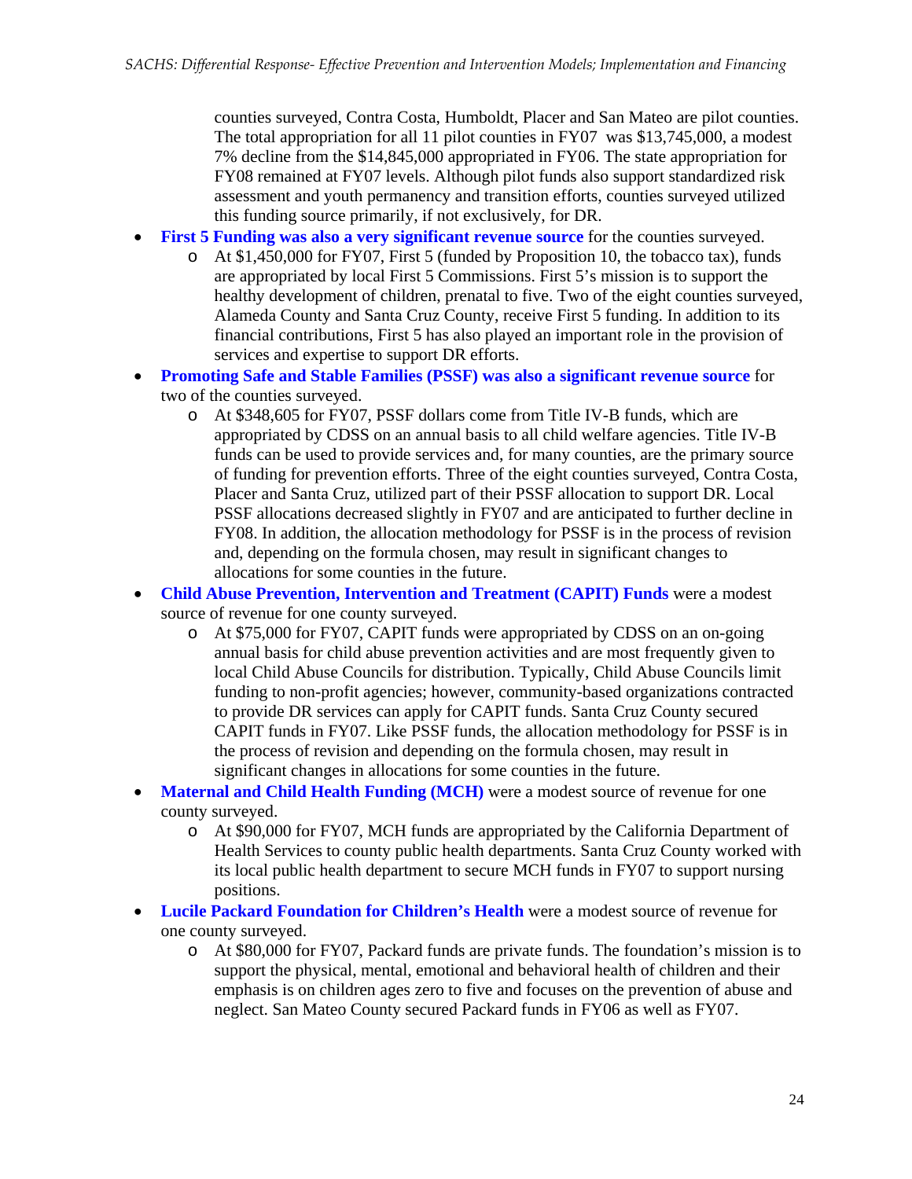counties surveyed, Contra Costa, Humboldt, Placer and San Mateo are pilot counties. The total appropriation for all 11 pilot counties in FY07 was $13,745,000, a modest 7% decline from the $14,845,000 appropriated in FY06. The state appropriation for FY08 remained at FY07 levels. Although pilot funds also support standardized risk assessment and youth permanency and transition efforts, counties surveyed utilized this funding source primarily, if not exclusively, for DR.

- **First 5 Funding was also a very significant revenue source** for the counties surveyed.
  - At $1,450,000 for FY07, First 5 (funded by Proposition 10, the tobacco tax), funds are appropriated by local First 5 Commissions. First 5's mission is to support the healthy development of children, prenatal to five. Two of the eight counties surveyed, Alameda County and Santa Cruz County, receive First 5 funding. In addition to its financial contributions, First 5 has also played an important role in the provision of services and expertise to support DR efforts.
- **Promoting Safe and Stable Families (PSSF) was also a significant revenue source** for two of the counties surveyed.
  - At $348,605 for FY07, PSSF dollars come from Title IV-B funds, which are appropriated by CDSS on an annual basis to all child welfare agencies. Title IV-B funds can be used to provide services and, for many counties, are the primary source of funding for prevention efforts. Three of the eight counties surveyed, Contra Costa, Placer and Santa Cruz, utilized part of their PSSF allocation to support DR. Local PSSF allocations decreased slightly in FY07 and are anticipated to further decline in FY08. In addition, the allocation methodology for PSSF is in the process of revision and, depending on the formula chosen, may result in significant changes to allocations for some counties in the future.
- **Child Abuse Prevention, Intervention and Treatment (CAPIT) Funds** were a modest source of revenue for one county surveyed.
  - At $75,000 for FY07, CAPIT funds were appropriated by CDSS on an on-going annual basis for child abuse prevention activities and are most frequently given to local Child Abuse Councils for distribution. Typically, Child Abuse Councils limit funding to non-profit agencies; however, community-based organizations contracted to provide DR services can apply for CAPIT funds. Santa Cruz County secured CAPIT funds in FY07. Like PSSF funds, the allocation methodology for PSSF is in the process of revision and depending on the formula chosen, may result in significant changes in allocations for some counties in the future.
- **Maternal and Child Health Funding (MCH)** were a modest source of revenue for one county surveyed.
  - At $90,000 for FY07, MCH funds are appropriated by the California Department of Health Services to county public health departments. Santa Cruz County worked with its local public health department to secure MCH funds in FY07 to support nursing positions.
- **Lucile Packard Foundation for Children's Health** were a modest source of revenue for one county surveyed.
  - At $80,000 for FY07, Packard funds are private funds. The foundation's mission is to support the physical, mental, emotional and behavioral health of children and their emphasis is on children ages zero to five and focuses on the prevention of abuse and neglect. San Mateo County secured Packard funds in FY06 as well as FY07.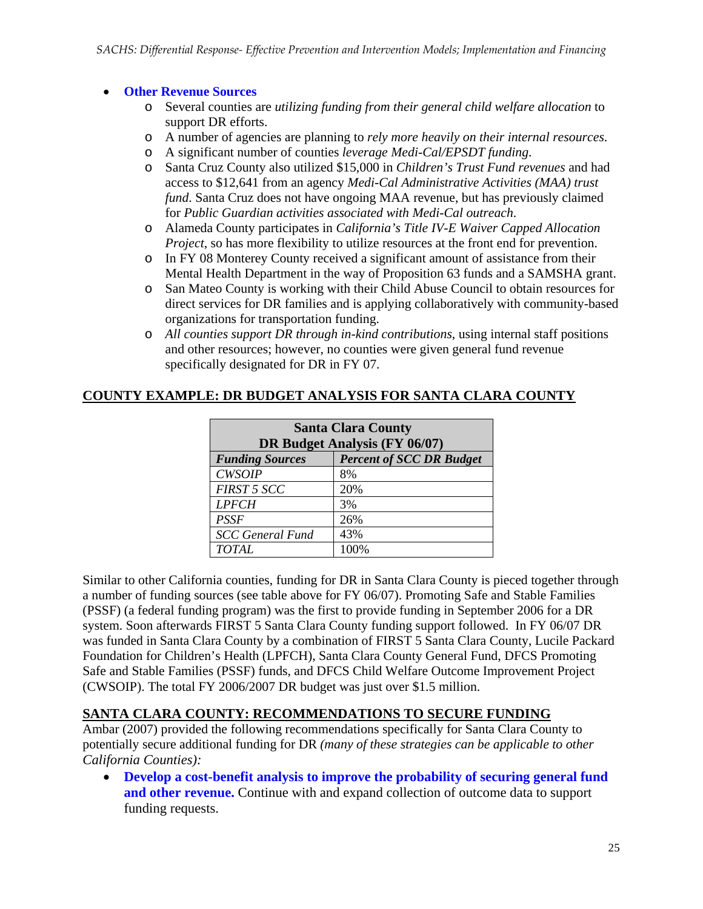- **Other Revenue Sources**
  - Several counties are *utilizing funding from their general child welfare allocation* to support DR efforts.
  - A number of agencies are planning to *rely more heavily on their internal resources*.
  - A significant number of counties *leverage Medi-Cal/EPSDT funding*.
  - Santa Cruz County also utilized $15,000 in *Children's Trust Fund revenues* and had access to $12,641 from an agency *Medi-Cal Administrative Activities (MAA) trust fund*. Santa Cruz does not have ongoing MAA revenue, but has previously claimed for *Public Guardian activities associated with Medi-Cal outreach*.
  - Alameda County participates in *California's Title IV-E Waiver Capped Allocation Project*, so has more flexibility to utilize resources at the front end for prevention.
  - In FY 08 Monterey County received a significant amount of assistance from their Mental Health Department in the way of Proposition 63 funds and a SAMSHA grant.
  - San Mateo County is working with their Child Abuse Council to obtain resources for direct services for DR families and is applying collaboratively with community-based organizations for transportation funding.
  - *All counties support DR through in-kind contributions*, using internal staff positions and other resources; however, no counties were given general fund revenue specifically designated for DR in FY 07.

## COUNTY EXAMPLE: DR BUDGET ANALYSIS FOR SANTA CLARA COUNTY

| **Santa Clara County DR Budget Analysis (FY 06/07)** | |
|---|---|
| ***Funding Sources*** | ***Percent of SCC DR Budget*** |
| *CWSOIP* | 8% |
| *FIRST 5 SCC* | 20% |
| *LPFCH* | 3% |
| *PSSF* | 26% |
| *SCC General Fund* | 43% |
| *TOTAL* | 100% |

Similar to other California counties, funding for DR in Santa Clara County is pieced together through a number of funding sources (see table above for FY 06/07). Promoting Safe and Stable Families (PSSF) (a federal funding program) was the first to provide funding in September 2006 for a DR system. Soon afterwards FIRST 5 Santa Clara County funding support followed. In FY 06/07 DR was funded in Santa Clara County by a combination of FIRST 5 Santa Clara County, Lucile Packard Foundation for Children's Health (LPFCH), Santa Clara County General Fund, DFCS Promoting Safe and Stable Families (PSSF) funds, and DFCS Child Welfare Outcome Improvement Project (CWSOIP). The total FY 2006/2007 DR budget was just over $1.5 million.

## SANTA CLARA COUNTY: RECOMMENDATIONS TO SECURE FUNDING

Ambar (2007) provided the following recommendations specifically for Santa Clara County to potentially secure additional funding for DR *(many of these strategies can be applicable to other California Counties):*

- **Develop a cost-benefit analysis to improve the probability of securing general fund and other revenue.** Continue with and expand collection of outcome data to support funding requests.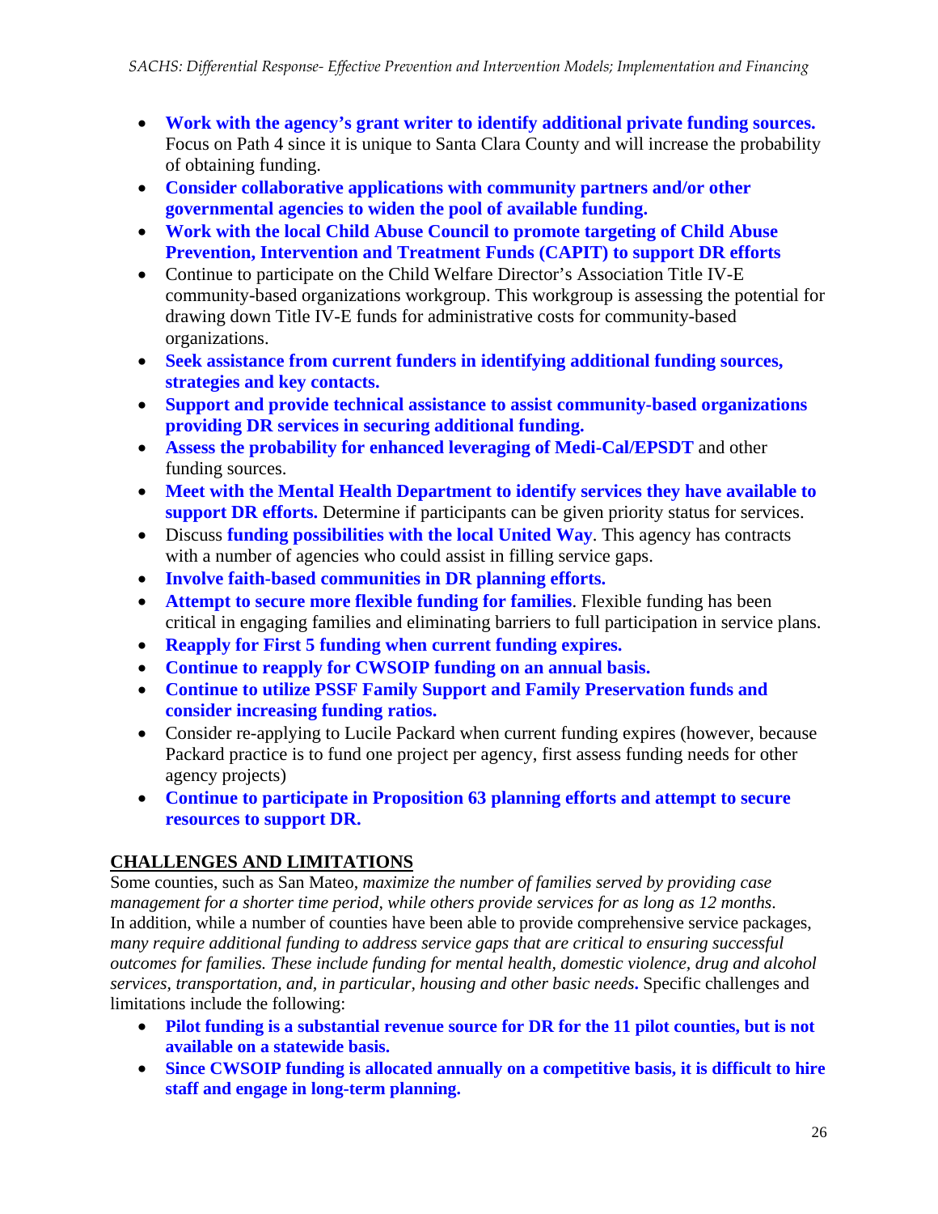- **Work with the agency's grant writer to identify additional private funding sources.** Focus on Path 4 since it is unique to Santa Clara County and will increase the probability of obtaining funding.
- **Consider collaborative applications with community partners and/or other governmental agencies to widen the pool of available funding.**
- **Work with the local Child Abuse Council to promote targeting of Child Abuse Prevention, Intervention and Treatment Funds (CAPIT) to support DR efforts**
- Continue to participate on the Child Welfare Director's Association Title IV-E community-based organizations workgroup. This workgroup is assessing the potential for drawing down Title IV-E funds for administrative costs for community-based organizations.
- **Seek assistance from current funders in identifying additional funding sources, strategies and key contacts.**
- **Support and provide technical assistance to assist community-based organizations providing DR services in securing additional funding.**
- **Assess the probability for enhanced leveraging of Medi-Cal/EPSDT** and other funding sources.
- **Meet with the Mental Health Department to identify services they have available to support DR efforts.** Determine if participants can be given priority status for services.
- Discuss **funding possibilities with the local United Way**. This agency has contracts with a number of agencies who could assist in filling service gaps.
- **Involve faith-based communities in DR planning efforts.**
- **Attempt to secure more flexible funding for families**. Flexible funding has been critical in engaging families and eliminating barriers to full participation in service plans.
- **Reapply for First 5 funding when current funding expires.**
- **Continue to reapply for CWSOIP funding on an annual basis.**
- **Continue to utilize PSSF Family Support and Family Preservation funds and consider increasing funding ratios.**
- Consider re-applying to Lucile Packard when current funding expires (however, because Packard practice is to fund one project per agency, first assess funding needs for other agency projects)
- **Continue to participate in Proposition 63 planning efforts and attempt to secure resources to support DR.**

## CHALLENGES AND LIMITATIONS

Some counties, such as San Mateo, *maximize the number of families served by providing case management for a shorter time period, while others provide services for as long as 12 months*. In addition, while a number of counties have been able to provide comprehensive service packages, *many require additional funding to address service gaps that are critical to ensuring successful outcomes for families. These include funding for mental health, domestic violence, drug and alcohol services, transportation, and, in particular, housing and other basic needs***.** Specific challenges and limitations include the following:

- **Pilot funding is a substantial revenue source for DR for the 11 pilot counties, but is not available on a statewide basis.**
- **Since CWSOIP funding is allocated annually on a competitive basis, it is difficult to hire staff and engage in long-term planning.**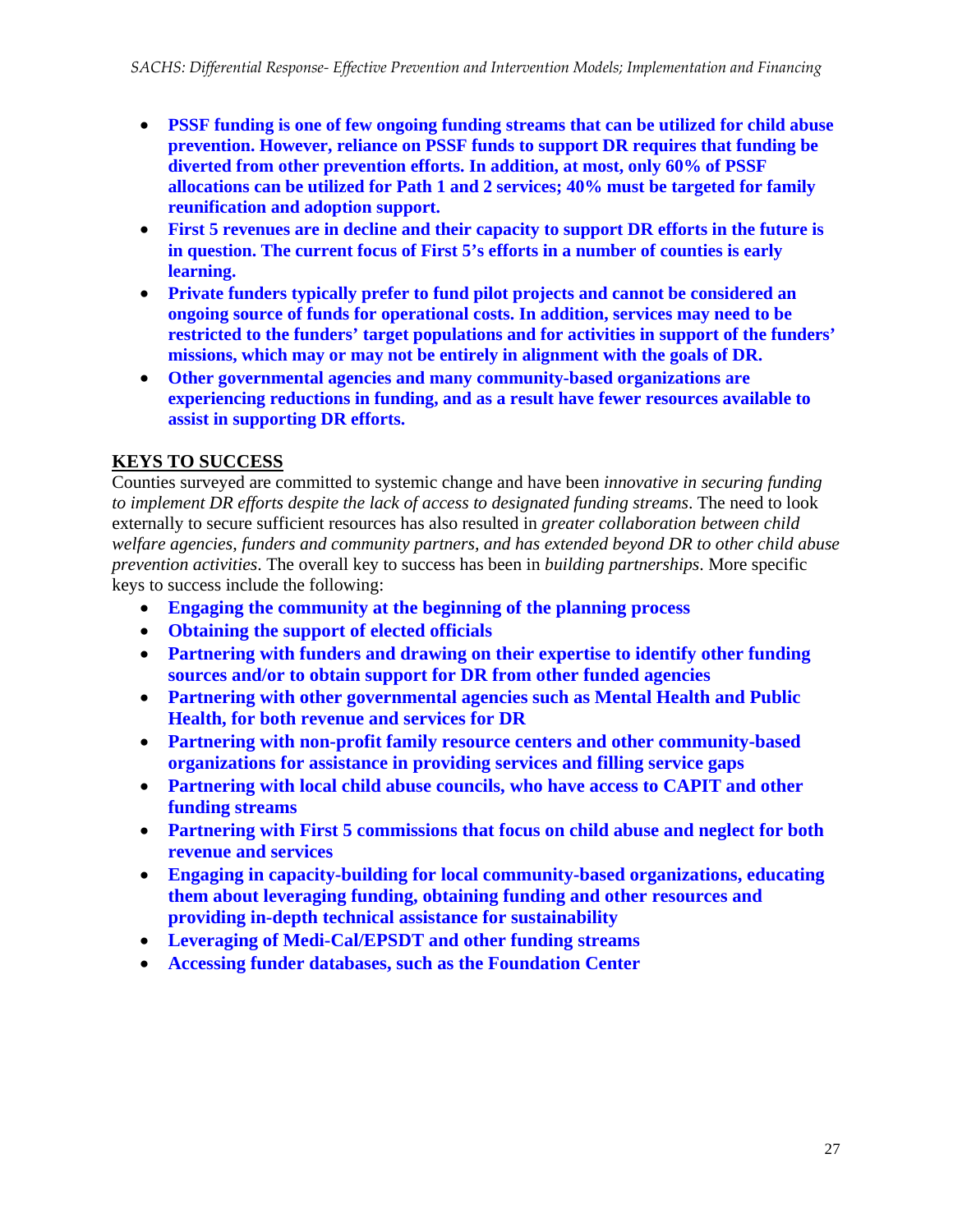- **PSSF funding is one of few ongoing funding streams that can be utilized for child abuse prevention. However, reliance on PSSF funds to support DR requires that funding be diverted from other prevention efforts. In addition, at most, only 60% of PSSF allocations can be utilized for Path 1 and 2 services; 40% must be targeted for family reunification and adoption support.**
- **First 5 revenues are in decline and their capacity to support DR efforts in the future is in question. The current focus of First 5's efforts in a number of counties is early learning.**
- **Private funders typically prefer to fund pilot projects and cannot be considered an ongoing source of funds for operational costs. In addition, services may need to be restricted to the funders' target populations and for activities in support of the funders' missions, which may or may not be entirely in alignment with the goals of DR.**
- **Other governmental agencies and many community-based organizations are experiencing reductions in funding, and as a result have fewer resources available to assist in supporting DR efforts.**

## KEYS TO SUCCESS

Counties surveyed are committed to systemic change and have been *innovative in securing funding to implement DR efforts despite the lack of access to designated funding streams*. The need to look externally to secure sufficient resources has also resulted in *greater collaboration between child welfare agencies, funders and community partners, and has extended beyond DR to other child abuse prevention activities*. The overall key to success has been in *building partnerships*. More specific keys to success include the following:

- **Engaging the community at the beginning of the planning process**
- **Obtaining the support of elected officials**
- **Partnering with funders and drawing on their expertise to identify other funding sources and/or to obtain support for DR from other funded agencies**
- **Partnering with other governmental agencies such as Mental Health and Public Health, for both revenue and services for DR**
- **Partnering with non-profit family resource centers and other community-based organizations for assistance in providing services and filling service gaps**
- **Partnering with local child abuse councils, who have access to CAPIT and other funding streams**
- **Partnering with First 5 commissions that focus on child abuse and neglect for both revenue and services**
- **Engaging in capacity-building for local community-based organizations, educating them about leveraging funding, obtaining funding and other resources and providing in-depth technical assistance for sustainability**
- **Leveraging of Medi-Cal/EPSDT and other funding streams**
- **Accessing funder databases, such as the Foundation Center**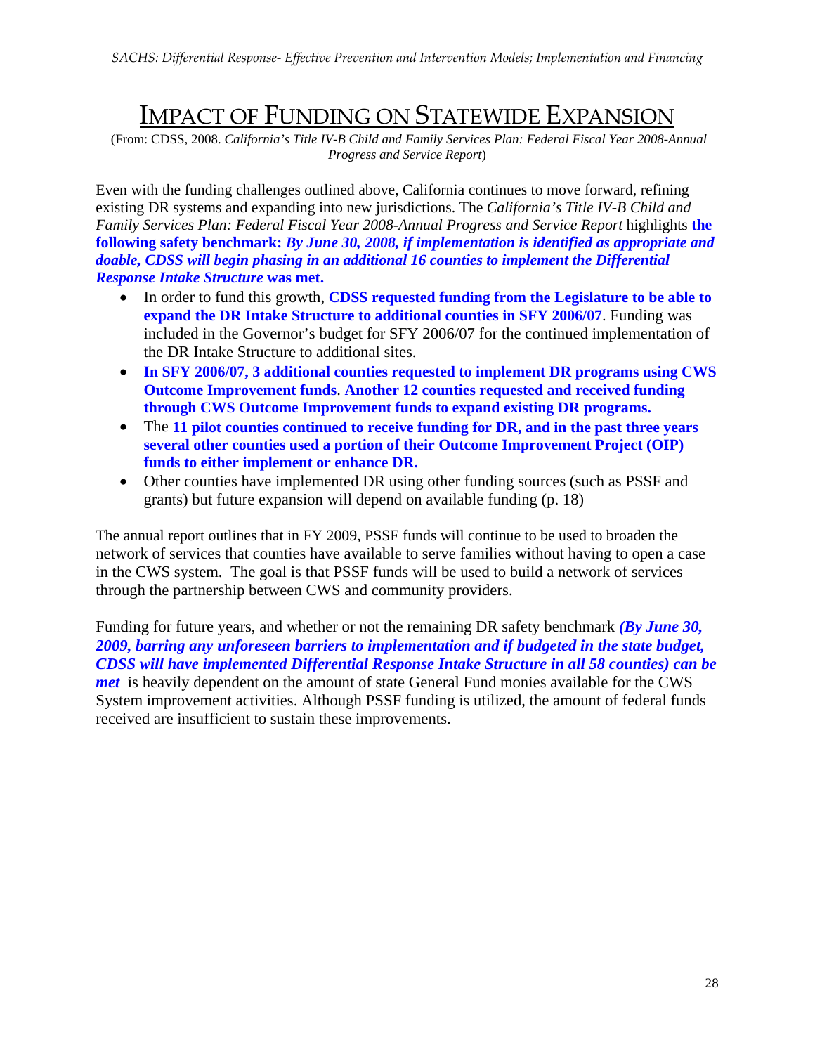# Impact of Funding on Statewide Expansion

(From: CDSS, 2008. *California's Title IV-B Child and Family Services Plan: Federal Fiscal Year 2008-Annual Progress and Service Report*)

Even with the funding challenges outlined above, California continues to move forward, refining existing DR systems and expanding into new jurisdictions. The *California's Title IV-B Child and Family Services Plan: Federal Fiscal Year 2008-Annual Progress and Service Report* highlights **the following safety benchmark: *By June 30, 2008, if implementation is identified as appropriate and doable, CDSS will begin phasing in an additional 16 counties to implement the Differential Response Intake Structure* was met.**

- In order to fund this growth, **CDSS requested funding from the Legislature to be able to expand the DR Intake Structure to additional counties in SFY 2006/07**. Funding was included in the Governor's budget for SFY 2006/07 for the continued implementation of the DR Intake Structure to additional sites.
- **In SFY 2006/07, 3 additional counties requested to implement DR programs using CWS Outcome Improvement funds**. **Another 12 counties requested and received funding through CWS Outcome Improvement funds to expand existing DR programs.**
- The **11 pilot counties continued to receive funding for DR, and in the past three years several other counties used a portion of their Outcome Improvement Project (OIP) funds to either implement or enhance DR.**
- Other counties have implemented DR using other funding sources (such as PSSF and grants) but future expansion will depend on available funding (p. 18)

The annual report outlines that in FY 2009, PSSF funds will continue to be used to broaden the network of services that counties have available to serve families without having to open a case in the CWS system. The goal is that PSSF funds will be used to build a network of services through the partnership between CWS and community providers.

Funding for future years, and whether or not the remaining DR safety benchmark ***(By June 30, 2009, barring any unforeseen barriers to implementation and if budgeted in the state budget, CDSS will have implemented Differential Response Intake Structure in all 58 counties) can be met*** is heavily dependent on the amount of state General Fund monies available for the CWS System improvement activities. Although PSSF funding is utilized, the amount of federal funds received are insufficient to sustain these improvements.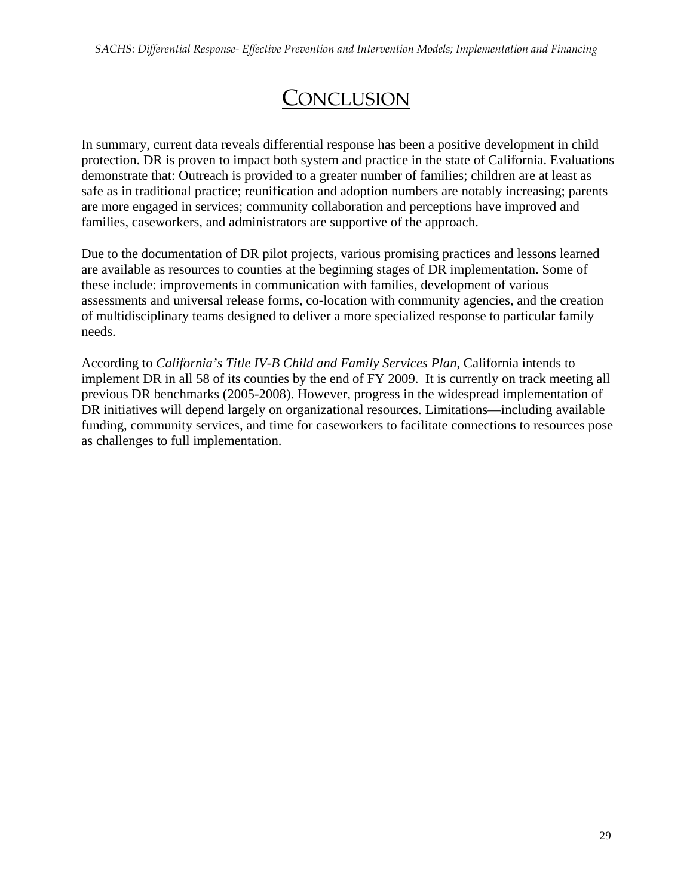# CONCLUSION

In summary, current data reveals differential response has been a positive development in child protection. DR is proven to impact both system and practice in the state of California. Evaluations demonstrate that: Outreach is provided to a greater number of families; children are at least as safe as in traditional practice; reunification and adoption numbers are notably increasing; parents are more engaged in services; community collaboration and perceptions have improved and families, caseworkers, and administrators are supportive of the approach.

Due to the documentation of DR pilot projects, various promising practices and lessons learned are available as resources to counties at the beginning stages of DR implementation. Some of these include: improvements in communication with families, development of various assessments and universal release forms, co-location with community agencies, and the creation of multidisciplinary teams designed to deliver a more specialized response to particular family needs.

According to *California's Title IV-B Child and Family Services Plan*, California intends to implement DR in all 58 of its counties by the end of FY 2009. It is currently on track meeting all previous DR benchmarks (2005-2008). However, progress in the widespread implementation of DR initiatives will depend largely on organizational resources. Limitations—including available funding, community services, and time for caseworkers to facilitate connections to resources pose as challenges to full implementation.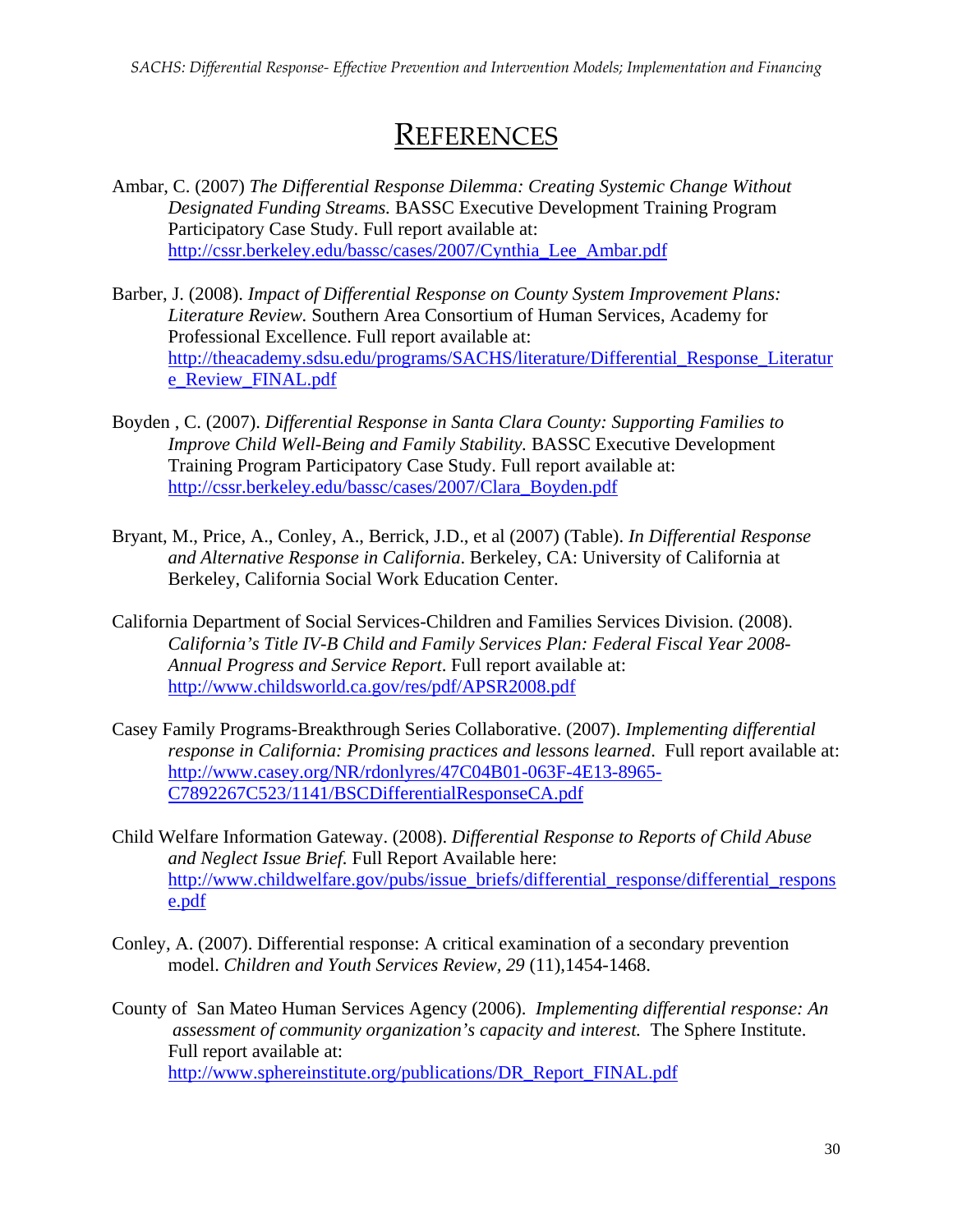# REFERENCES

Ambar, C. (2007) *The Differential Response Dilemma: Creating Systemic Change Without Designated Funding Streams.* BASSC Executive Development Training Program Participatory Case Study. Full report available at: http://cssr.berkeley.edu/bassc/cases/2007/Cynthia_Lee_Ambar.pdf

Barber, J. (2008). *Impact of Differential Response on County System Improvement Plans: Literature Review.* Southern Area Consortium of Human Services, Academy for Professional Excellence. Full report available at: http://theacademy.sdsu.edu/programs/SACHS/literature/Differential_Response_Literature_Review_FINAL.pdf

Boyden , C. (2007). *Differential Response in Santa Clara County: Supporting Families to Improve Child Well-Being and Family Stability.* BASSC Executive Development Training Program Participatory Case Study. Full report available at: http://cssr.berkeley.edu/bassc/cases/2007/Clara_Boyden.pdf

Bryant, M., Price, A., Conley, A., Berrick, J.D., et al (2007) (Table). *In Differential Response and Alternative Response in California.* Berkeley, CA: University of California at Berkeley, California Social Work Education Center.

California Department of Social Services-Children and Families Services Division. (2008). *California's Title IV-B Child and Family Services Plan: Federal Fiscal Year 2008-Annual Progress and Service Report*. Full report available at: http://www.childsworld.ca.gov/res/pdf/APSR2008.pdf

Casey Family Programs-Breakthrough Series Collaborative. (2007). *Implementing differential response in California: Promising practices and lessons learned*. Full report available at: http://www.casey.org/NR/rdonlyres/47C04B01-063F-4E13-8965-C7892267C523/1141/BSCDifferentialResponseCA.pdf

Child Welfare Information Gateway. (2008). *Differential Response to Reports of Child Abuse and Neglect Issue Brief.* Full Report Available here: http://www.childwelfare.gov/pubs/issue_briefs/differential_response/differential_response.pdf

Conley, A. (2007). Differential response: A critical examination of a secondary prevention model. *Children and Youth Services Review, 29* (11),1454-1468.

County of San Mateo Human Services Agency (2006). *Implementing differential response: An assessment of community organization's capacity and interest.* The Sphere Institute. Full report available at: http://www.sphereinstitute.org/publications/DR_Report_FINAL.pdf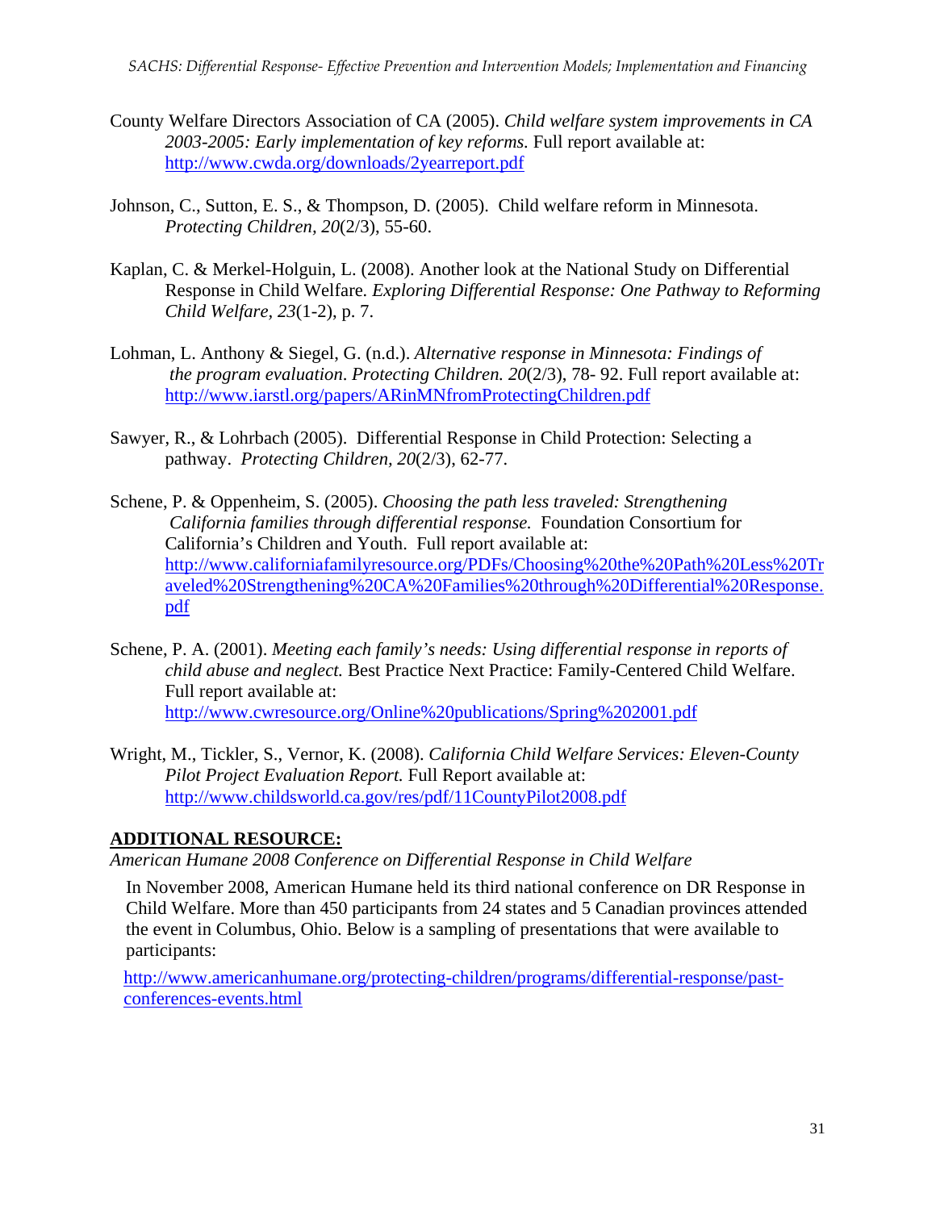County Welfare Directors Association of CA (2005). *Child welfare system improvements in CA 2003-2005: Early implementation of key reforms.* Full report available at: http://www.cwda.org/downloads/2yearreport.pdf

Johnson, C., Sutton, E. S., & Thompson, D. (2005). Child welfare reform in Minnesota. *Protecting Children, 20*(2/3), 55-60.

Kaplan, C. & Merkel-Holguin, L. (2008). Another look at the National Study on Differential Response in Child Welfare. *Exploring Differential Response: One Pathway to Reforming Child Welfare, 23*(1-2), p. 7.

Lohman, L. Anthony & Siegel, G. (n.d.). *Alternative response in Minnesota: Findings of the program evaluation*. *Protecting Children. 20*(2/3), 78- 92. Full report available at: http://www.iarstl.org/papers/ARinMNfromProtectingChildren.pdf

Sawyer, R., & Lohrbach (2005). Differential Response in Child Protection: Selecting a pathway. *Protecting Children, 20*(2/3), 62-77.

Schene, P. & Oppenheim, S. (2005). *Choosing the path less traveled: Strengthening California families through differential response.* Foundation Consortium for California's Children and Youth. Full report available at: http://www.californiafamilyresource.org/PDFs/Choosing%20the%20Path%20Less%20Traveled%20Strengthening%20CA%20Families%20through%20Differential%20Response.pdf

Schene, P. A. (2001). *Meeting each family's needs: Using differential response in reports of child abuse and neglect.* Best Practice Next Practice: Family-Centered Child Welfare. Full report available at: http://www.cwresource.org/Online%20publications/Spring%202001.pdf

Wright, M., Tickler, S., Vernor, K. (2008). *California Child Welfare Services: Eleven-County Pilot Project Evaluation Report.* Full Report available at: http://www.childsworld.ca.gov/res/pdf/11CountyPilot2008.pdf

**ADDITIONAL RESOURCE:**

*American Humane 2008 Conference on Differential Response in Child Welfare*

In November 2008, American Humane held its third national conference on DR Response in Child Welfare. More than 450 participants from 24 states and 5 Canadian provinces attended the event in Columbus, Ohio. Below is a sampling of presentations that were available to participants:

http://www.americanhumane.org/protecting-children/programs/differential-response/past-conferences-events.html